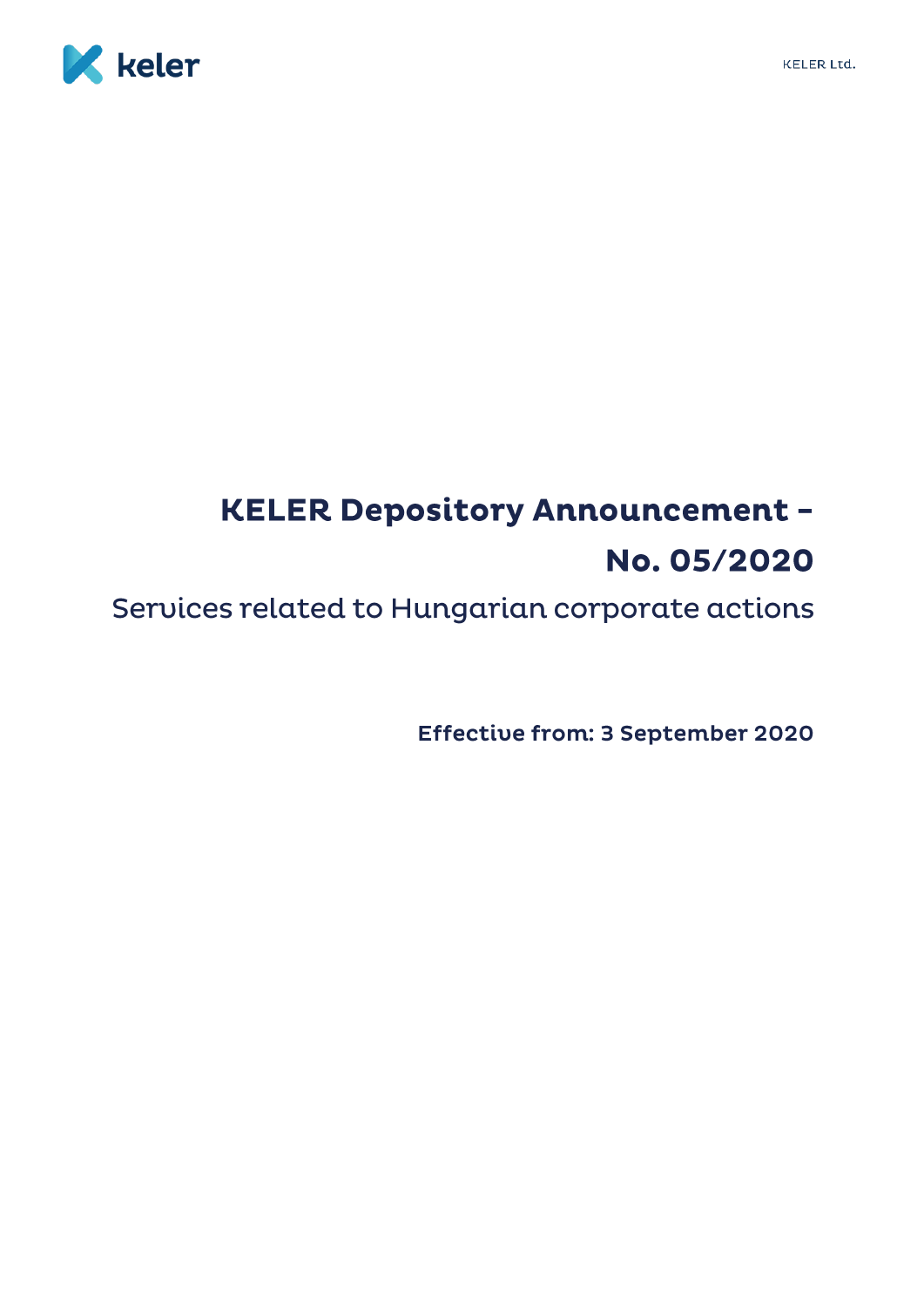# KELER Depository Announcement – No. 05/2020

Services related to Hungarian corporate actions

**Effective from: 3 September 2020**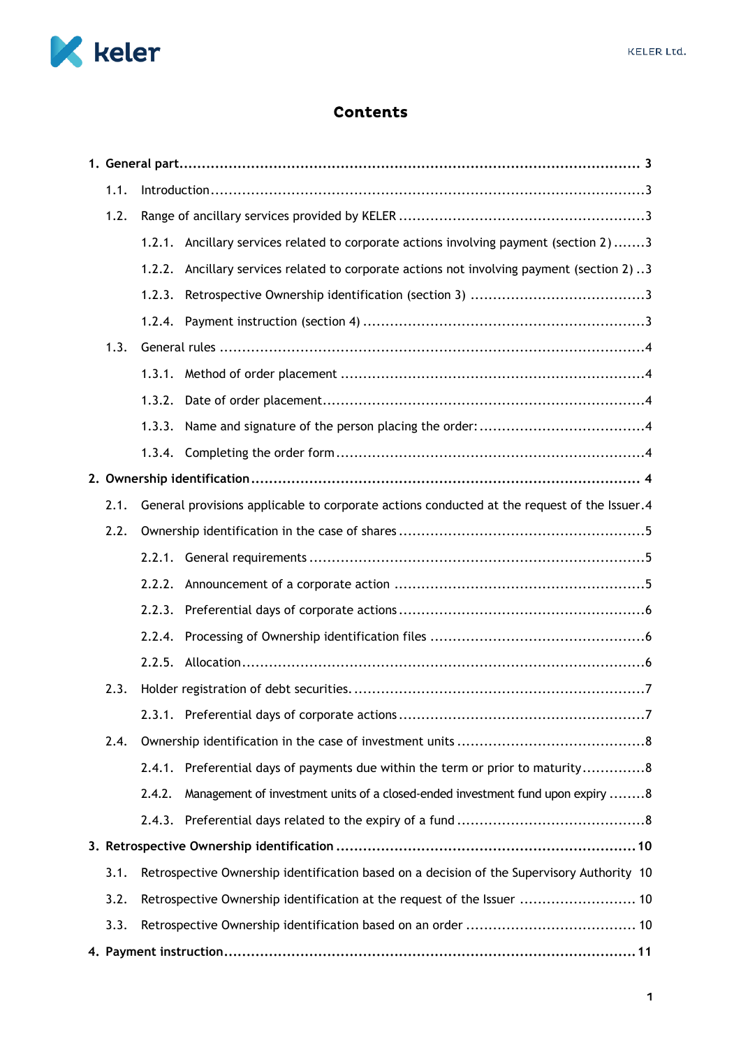# Contents

**1. General part ... 3**

- 1.1. Introduction ... 3
- 1.2. Range of ancillary services provided by KELER ... 3
  - 1.2.1. Ancillary services related to corporate actions involving payment (section 2) ... 3
  - 1.2.2. Ancillary services related to corporate actions not involving payment (section 2) ... 3
  - 1.2.3. Retrospective Ownership identification (section 3) ... 3
  - 1.2.4. Payment instruction (section 4) ... 3
- 1.3. General rules ... 4
  - 1.3.1. Method of order placement ... 4
  - 1.3.2. Date of order placement ... 4
  - 1.3.3. Name and signature of the person placing the order: ... 4
  - 1.3.4. Completing the order form ... 4

**2. Ownership identification ... 4**

- 2.1. General provisions applicable to corporate actions conducted at the request of the Issuer ... 4
- 2.2. Ownership identification in the case of shares ... 5
  - 2.2.1. General requirements ... 5
  - 2.2.2. Announcement of a corporate action ... 5
  - 2.2.3. Preferential days of corporate actions ... 6
  - 2.2.4. Processing of Ownership identification files ... 6
  - 2.2.5. Allocation ... 6
- 2.3. Holder registration of debt securities. ... 7
  - 2.3.1. Preferential days of corporate actions ... 7
- 2.4. Ownership identification in the case of investment units ... 8
  - 2.4.1. Preferential days of payments due within the term or prior to maturity ... 8
  - 2.4.2. Management of investment units of a closed-ended investment fund upon expiry ... 8
  - 2.4.3. Preferential days related to the expiry of a fund ... 8

**3. Retrospective Ownership identification ... 10**

- 3.1. Retrospective Ownership identification based on a decision of the Supervisory Authority 10
- 3.2. Retrospective Ownership identification at the request of the Issuer ... 10
- 3.3. Retrospective Ownership identification based on an order ... 10

**4. Payment instruction ... 11**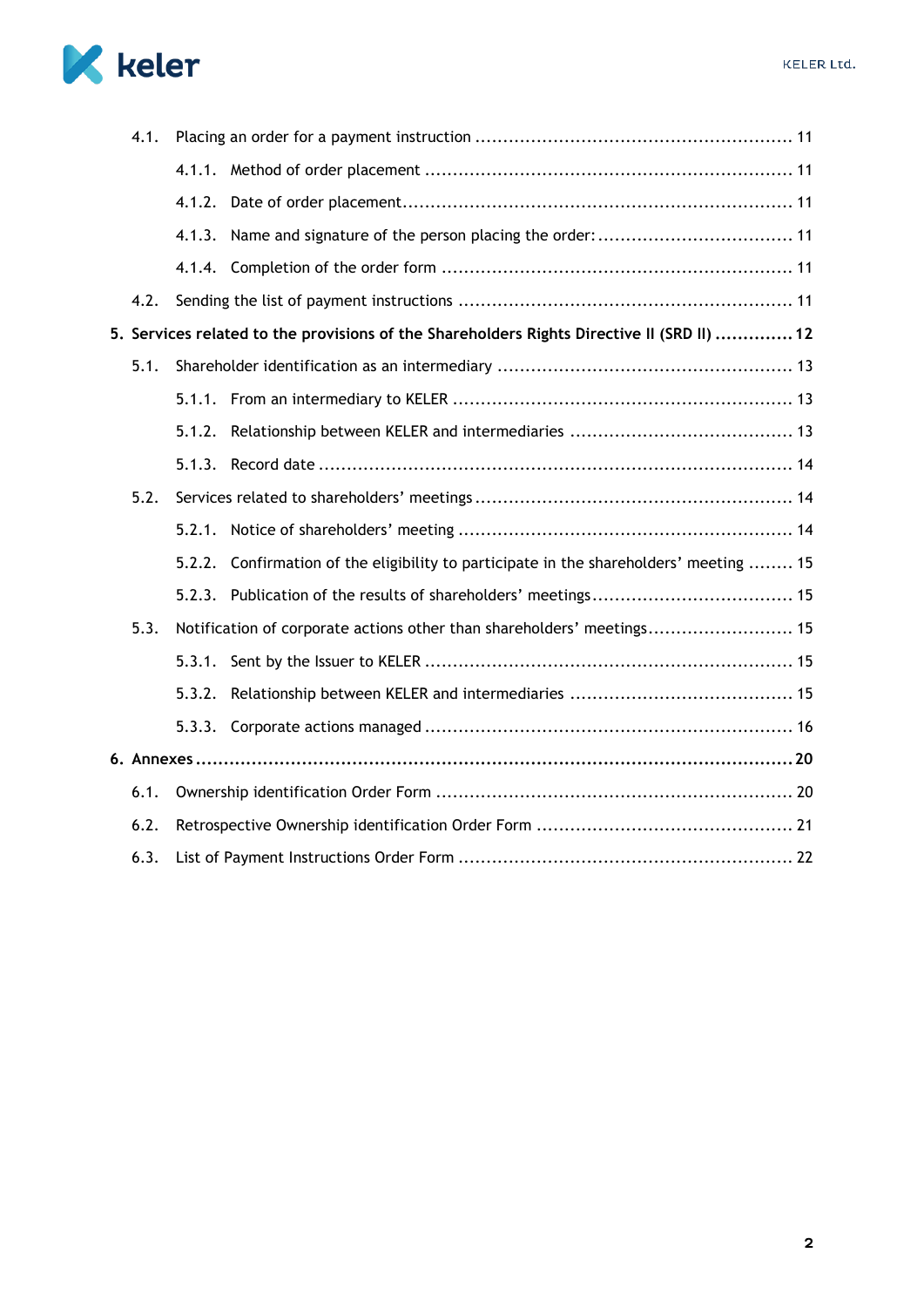- 4.1. Placing an order for a payment instruction ........................................................ 11
  - 4.1.1. Method of order placement ................................................................. 11
  - 4.1.2. Date of order placement..................................................................... 11
  - 4.1.3. Name and signature of the person placing the order: ................................... 11
  - 4.1.4. Completion of the order form ............................................................... 11
- 4.2. Sending the list of payment instructions ........................................................... 11

**5. Services related to the provisions of the Shareholders Rights Directive II (SRD II) .............. 12**

- 5.1. Shareholder identification as an intermediary .................................................... 13
  - 5.1.1. From an intermediary to KELER ............................................................ 13
  - 5.1.2. Relationship between KELER and intermediaries ........................................ 13
  - 5.1.3. Record date .................................................................................... 14
- 5.2. Services related to shareholders' meetings ........................................................ 14
  - 5.2.1. Notice of shareholders' meeting ........................................................... 14
  - 5.2.2. Confirmation of the eligibility to participate in the shareholders' meeting ........ 15
  - 5.2.3. Publication of the results of shareholders' meetings.................................... 15
- 5.3. Notification of corporate actions other than shareholders' meetings.......................... 15
  - 5.3.1. Sent by the Issuer to KELER ................................................................. 15
  - 5.3.2. Relationship between KELER and intermediaries ........................................ 15
  - 5.3.3. Corporate actions managed ................................................................. 16

**6. Annexes ......................................................................................................... 20**

- 6.1. Ownership identification Order Form ............................................................... 20
- 6.2. Retrospective Ownership identification Order Form ............................................. 21
- 6.3. List of Payment Instructions Order Form ........................................................... 22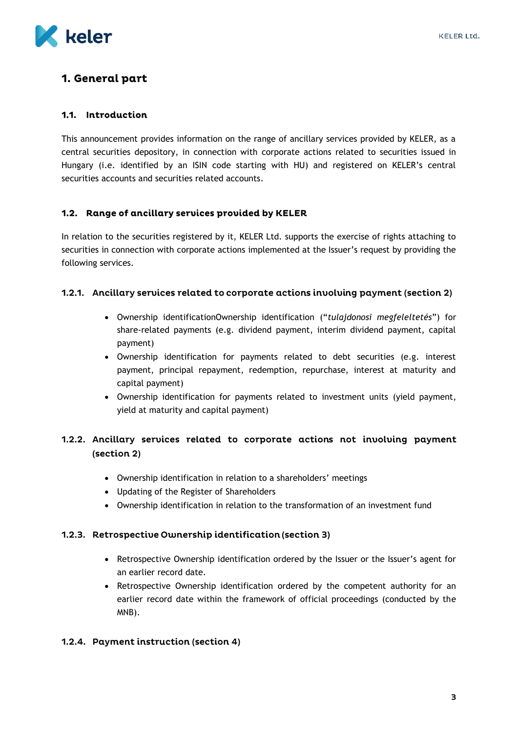# 1. General part

## 1.1. Introduction

This announcement provides information on the range of ancillary services provided by KELER, as a central securities depository, in connection with corporate actions related to securities issued in Hungary (i.e. identified by an ISIN code starting with HU) and registered on KELER's central securities accounts and securities related accounts.

## 1.2. Range of ancillary services provided by KELER

In relation to the securities registered by it, KELER Ltd. supports the exercise of rights attaching to securities in connection with corporate actions implemented at the Issuer's request by providing the following services.

### 1.2.1. Ancillary services related to corporate actions involving payment (section 2)

- Ownership identificationOwnership identification ("*tulajdonosi megfeleltetés*") for share-related payments (e.g. dividend payment, interim dividend payment, capital payment)
- Ownership identification for payments related to debt securities (e.g. interest payment, principal repayment, redemption, repurchase, interest at maturity and capital payment)
- Ownership identification for payments related to investment units (yield payment, yield at maturity and capital payment)

### 1.2.2. Ancillary services related to corporate actions not involving payment (section 2)

- Ownership identification in relation to a shareholders' meetings
- Updating of the Register of Shareholders
- Ownership identification in relation to the transformation of an investment fund

### 1.2.3. Retrospective Ownership identification (section 3)

- Retrospective Ownership identification ordered by the Issuer or the Issuer's agent for an earlier record date.
- Retrospective Ownership identification ordered by the competent authority for an earlier record date within the framework of official proceedings (conducted by the MNB).

### 1.2.4. Payment instruction (section 4)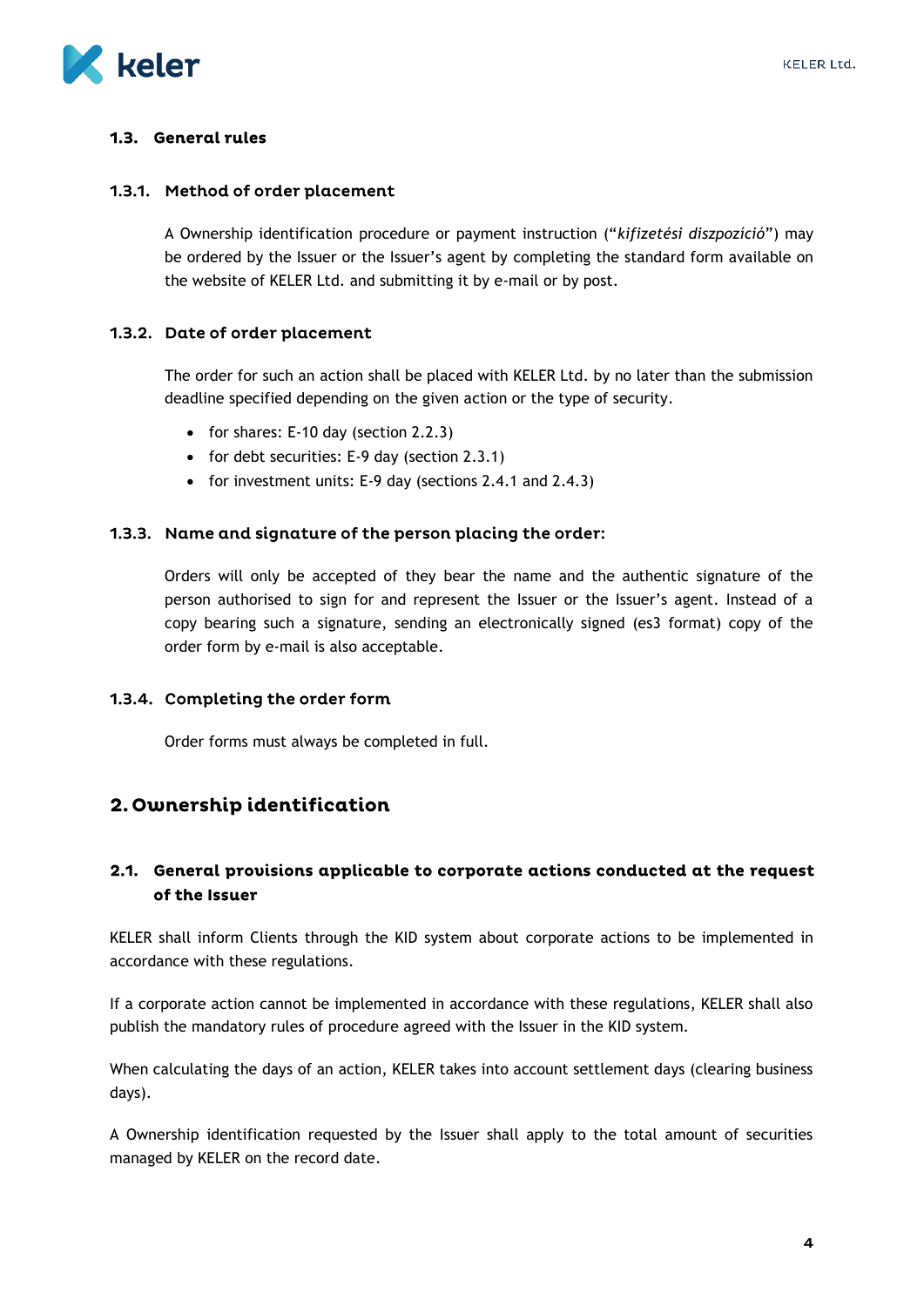### 1.3. General rules

#### 1.3.1. Method of order placement

A Ownership identification procedure or payment instruction ("*kifizetési diszpozíció*") may be ordered by the Issuer or the Issuer's agent by completing the standard form available on the website of KELER Ltd. and submitting it by e-mail or by post.

#### 1.3.2. Date of order placement

The order for such an action shall be placed with KELER Ltd. by no later than the submission deadline specified depending on the given action or the type of security.

- for shares: E-10 day (section 2.2.3)
- for debt securities: E-9 day (section 2.3.1)
- for investment units: E-9 day (sections 2.4.1 and 2.4.3)

#### 1.3.3. Name and signature of the person placing the order:

Orders will only be accepted of they bear the name and the authentic signature of the person authorised to sign for and represent the Issuer or the Issuer's agent. Instead of a copy bearing such a signature, sending an electronically signed (es3 format) copy of the order form by e-mail is also acceptable.

#### 1.3.4. Completing the order form

Order forms must always be completed in full.

## 2. Ownership identification

### 2.1. General provisions applicable to corporate actions conducted at the request of the Issuer

KELER shall inform Clients through the KID system about corporate actions to be implemented in accordance with these regulations.

If a corporate action cannot be implemented in accordance with these regulations, KELER shall also publish the mandatory rules of procedure agreed with the Issuer in the KID system.

When calculating the days of an action, KELER takes into account settlement days (clearing business days).

A Ownership identification requested by the Issuer shall apply to the total amount of securities managed by KELER on the record date.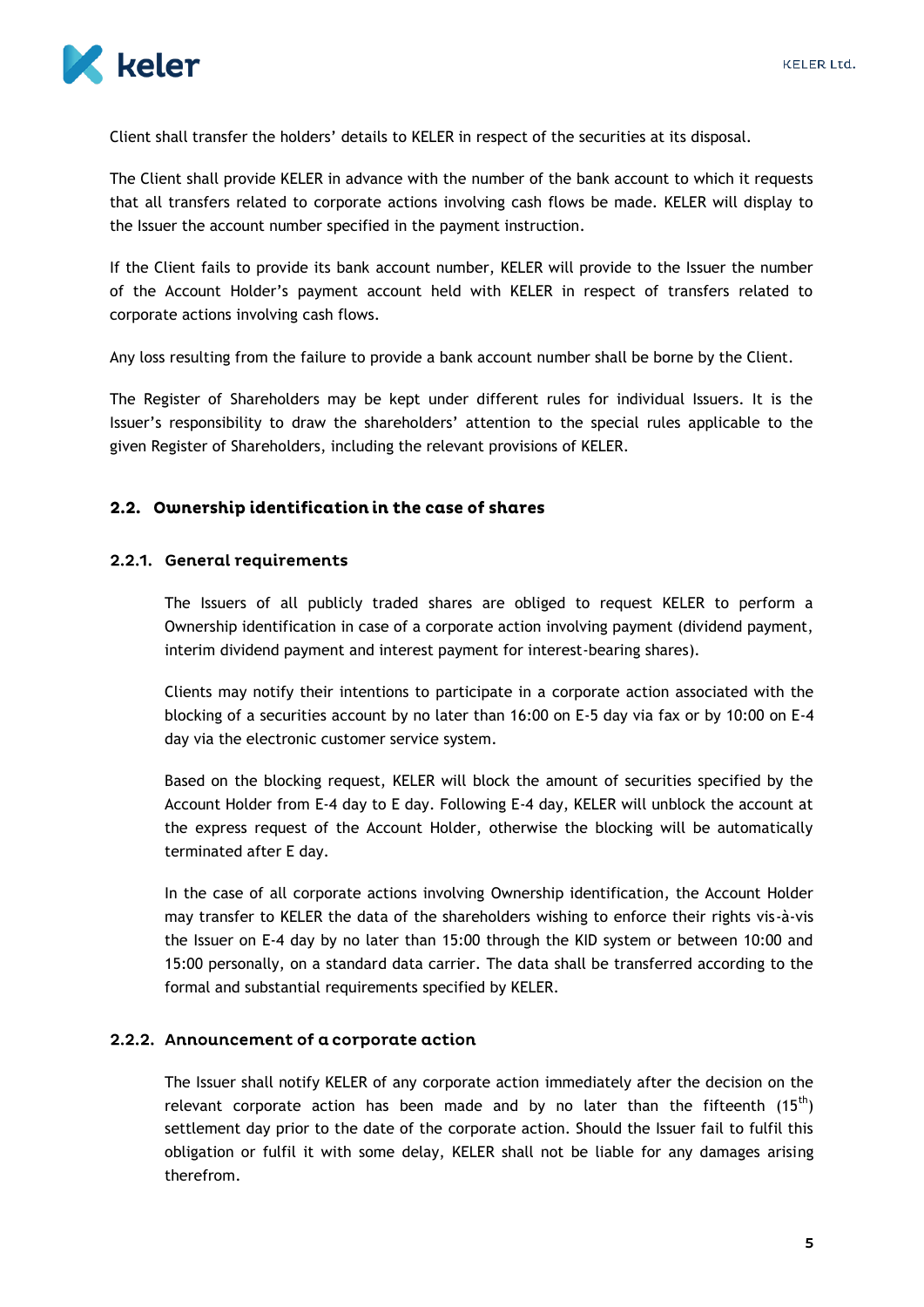Client shall transfer the holders' details to KELER in respect of the securities at its disposal.

The Client shall provide KELER in advance with the number of the bank account to which it requests that all transfers related to corporate actions involving cash flows be made. KELER will display to the Issuer the account number specified in the payment instruction.

If the Client fails to provide its bank account number, KELER will provide to the Issuer the number of the Account Holder's payment account held with KELER in respect of transfers related to corporate actions involving cash flows.

Any loss resulting from the failure to provide a bank account number shall be borne by the Client.

The Register of Shareholders may be kept under different rules for individual Issuers. It is the Issuer's responsibility to draw the shareholders' attention to the special rules applicable to the given Register of Shareholders, including the relevant provisions of KELER.

## 2.2. Ownership identification in the case of shares

### 2.2.1. General requirements

The Issuers of all publicly traded shares are obliged to request KELER to perform a Ownership identification in case of a corporate action involving payment (dividend payment, interim dividend payment and interest payment for interest-bearing shares).

Clients may notify their intentions to participate in a corporate action associated with the blocking of a securities account by no later than 16:00 on E-5 day via fax or by 10:00 on E-4 day via the electronic customer service system.

Based on the blocking request, KELER will block the amount of securities specified by the Account Holder from E-4 day to E day. Following E-4 day, KELER will unblock the account at the express request of the Account Holder, otherwise the blocking will be automatically terminated after E day.

In the case of all corporate actions involving Ownership identification, the Account Holder may transfer to KELER the data of the shareholders wishing to enforce their rights vis-à-vis the Issuer on E-4 day by no later than 15:00 through the KID system or between 10:00 and 15:00 personally, on a standard data carrier. The data shall be transferred according to the formal and substantial requirements specified by KELER.

### 2.2.2. Announcement of a corporate action

The Issuer shall notify KELER of any corporate action immediately after the decision on the relevant corporate action has been made and by no later than the fifteenth (15th) settlement day prior to the date of the corporate action. Should the Issuer fail to fulfil this obligation or fulfil it with some delay, KELER shall not be liable for any damages arising therefrom.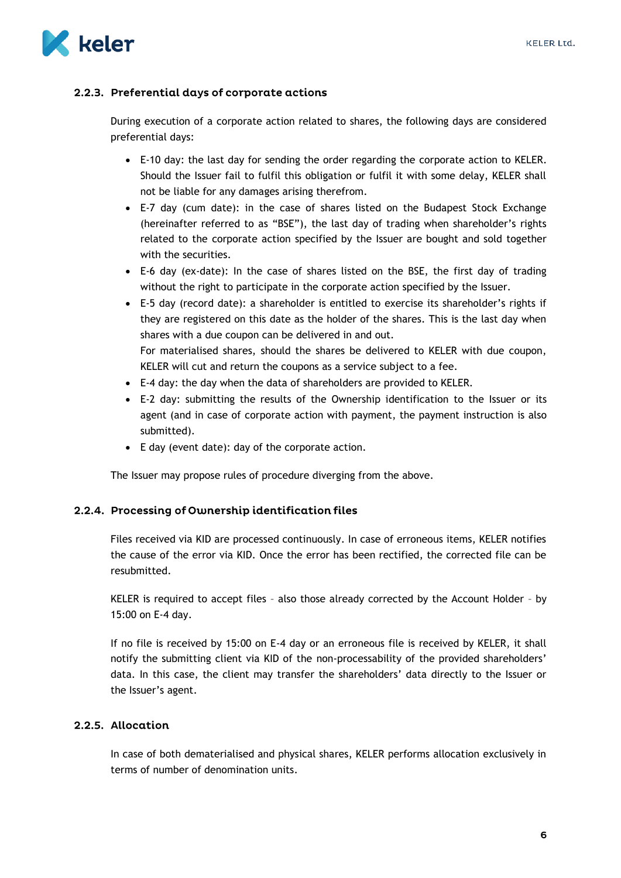### 2.2.3. Preferential days of corporate actions

During execution of a corporate action related to shares, the following days are considered preferential days:

- E-10 day: the last day for sending the order regarding the corporate action to KELER. Should the Issuer fail to fulfil this obligation or fulfil it with some delay, KELER shall not be liable for any damages arising therefrom.
- E-7 day (cum date): in the case of shares listed on the Budapest Stock Exchange (hereinafter referred to as "BSE"), the last day of trading when shareholder's rights related to the corporate action specified by the Issuer are bought and sold together with the securities.
- E-6 day (ex-date): In the case of shares listed on the BSE, the first day of trading without the right to participate in the corporate action specified by the Issuer.
- E-5 day (record date): a shareholder is entitled to exercise its shareholder's rights if they are registered on this date as the holder of the shares. This is the last day when shares with a due coupon can be delivered in and out.
  For materialised shares, should the shares be delivered to KELER with due coupon, KELER will cut and return the coupons as a service subject to a fee.
- E-4 day: the day when the data of shareholders are provided to KELER.
- E-2 day: submitting the results of the Ownership identification to the Issuer or its agent (and in case of corporate action with payment, the payment instruction is also submitted).
- E day (event date): day of the corporate action.

The Issuer may propose rules of procedure diverging from the above.

### 2.2.4. Processing of Ownership identification files

Files received via KID are processed continuously. In case of erroneous items, KELER notifies the cause of the error via KID. Once the error has been rectified, the corrected file can be resubmitted.

KELER is required to accept files – also those already corrected by the Account Holder – by 15:00 on E-4 day.

If no file is received by 15:00 on E-4 day or an erroneous file is received by KELER, it shall notify the submitting client via KID of the non-processability of the provided shareholders' data. In this case, the client may transfer the shareholders' data directly to the Issuer or the Issuer's agent.

### 2.2.5. Allocation

In case of both dematerialised and physical shares, KELER performs allocation exclusively in terms of number of denomination units.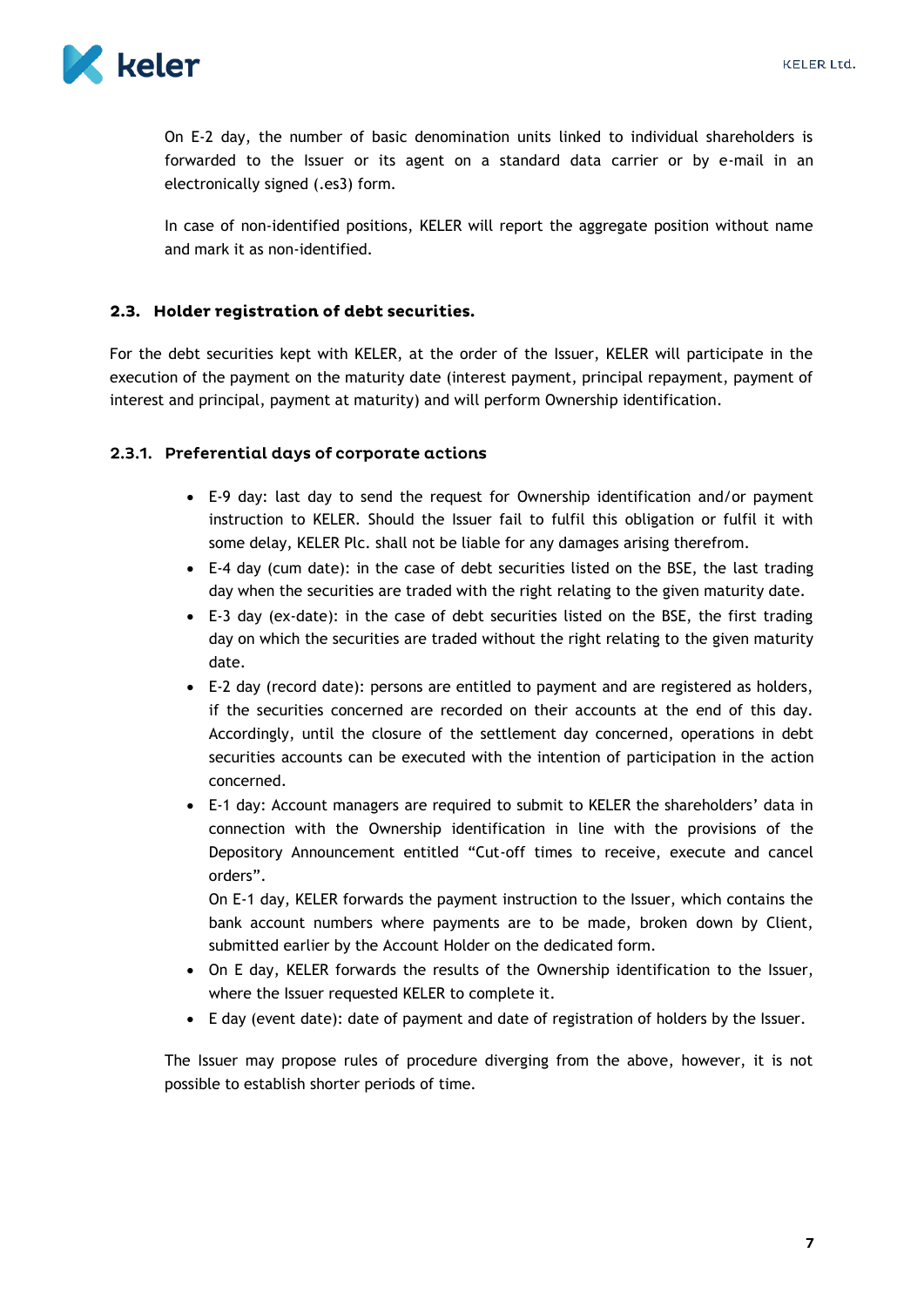On E-2 day, the number of basic denomination units linked to individual shareholders is forwarded to the Issuer or its agent on a standard data carrier or by e-mail in an electronically signed (.es3) form.

In case of non-identified positions, KELER will report the aggregate position without name and mark it as non-identified.

### 2.3. Holder registration of debt securities.

For the debt securities kept with KELER, at the order of the Issuer, KELER will participate in the execution of the payment on the maturity date (interest payment, principal repayment, payment of interest and principal, payment at maturity) and will perform Ownership identification.

#### 2.3.1. Preferential days of corporate actions

- E-9 day: last day to send the request for Ownership identification and/or payment instruction to KELER. Should the Issuer fail to fulfil this obligation or fulfil it with some delay, KELER Plc. shall not be liable for any damages arising therefrom.
- E-4 day (cum date): in the case of debt securities listed on the BSE, the last trading day when the securities are traded with the right relating to the given maturity date.
- E-3 day (ex-date): in the case of debt securities listed on the BSE, the first trading day on which the securities are traded without the right relating to the given maturity date.
- E-2 day (record date): persons are entitled to payment and are registered as holders, if the securities concerned are recorded on their accounts at the end of this day. Accordingly, until the closure of the settlement day concerned, operations in debt securities accounts can be executed with the intention of participation in the action concerned.
- E-1 day: Account managers are required to submit to KELER the shareholders' data in connection with the Ownership identification in line with the provisions of the Depository Announcement entitled "Cut-off times to receive, execute and cancel orders".
  On E-1 day, KELER forwards the payment instruction to the Issuer, which contains the bank account numbers where payments are to be made, broken down by Client, submitted earlier by the Account Holder on the dedicated form.
- On E day, KELER forwards the results of the Ownership identification to the Issuer, where the Issuer requested KELER to complete it.
- E day (event date): date of payment and date of registration of holders by the Issuer.

The Issuer may propose rules of procedure diverging from the above, however, it is not possible to establish shorter periods of time.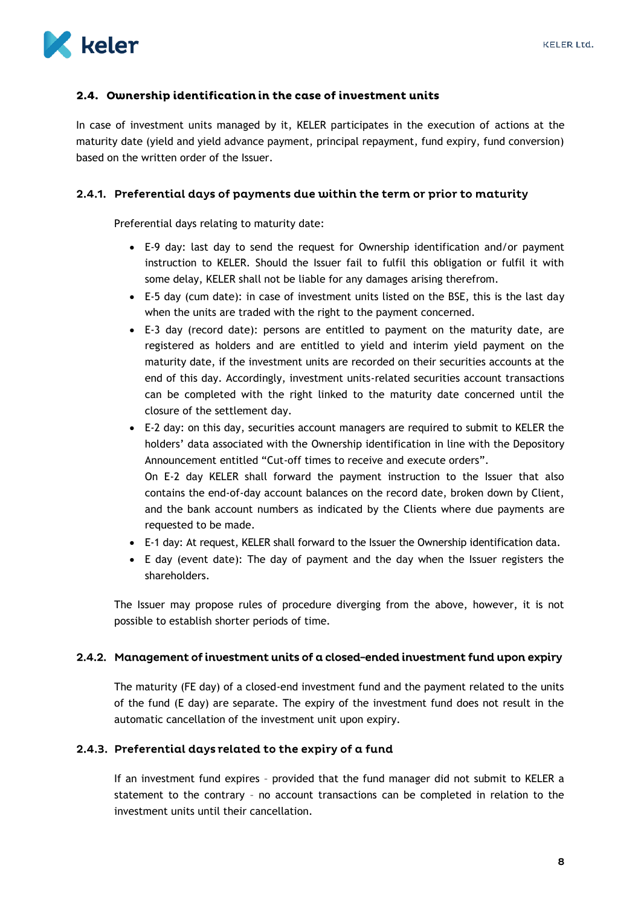### 2.4. Ownership identification in the case of investment units

In case of investment units managed by it, KELER participates in the execution of actions at the maturity date (yield and yield advance payment, principal repayment, fund expiry, fund conversion) based on the written order of the Issuer.

#### 2.4.1. Preferential days of payments due within the term or prior to maturity

Preferential days relating to maturity date:

- E-9 day: last day to send the request for Ownership identification and/or payment instruction to KELER. Should the Issuer fail to fulfil this obligation or fulfil it with some delay, KELER shall not be liable for any damages arising therefrom.
- E-5 day (cum date): in case of investment units listed on the BSE, this is the last day when the units are traded with the right to the payment concerned.
- E-3 day (record date): persons are entitled to payment on the maturity date, are registered as holders and are entitled to yield and interim yield payment on the maturity date, if the investment units are recorded on their securities accounts at the end of this day. Accordingly, investment units-related securities account transactions can be completed with the right linked to the maturity date concerned until the closure of the settlement day.
- E-2 day: on this day, securities account managers are required to submit to KELER the holders' data associated with the Ownership identification in line with the Depository Announcement entitled "Cut-off times to receive and execute orders".
  On E-2 day KELER shall forward the payment instruction to the Issuer that also contains the end-of-day account balances on the record date, broken down by Client, and the bank account numbers as indicated by the Clients where due payments are requested to be made.
- E-1 day: At request, KELER shall forward to the Issuer the Ownership identification data.
- E day (event date): The day of payment and the day when the Issuer registers the shareholders.

The Issuer may propose rules of procedure diverging from the above, however, it is not possible to establish shorter periods of time.

#### 2.4.2. Management of investment units of a closed-ended investment fund upon expiry

The maturity (FE day) of a closed-end investment fund and the payment related to the units of the fund (E day) are separate. The expiry of the investment fund does not result in the automatic cancellation of the investment unit upon expiry.

#### 2.4.3. Preferential days related to the expiry of a fund

If an investment fund expires – provided that the fund manager did not submit to KELER a statement to the contrary – no account transactions can be completed in relation to the investment units until their cancellation.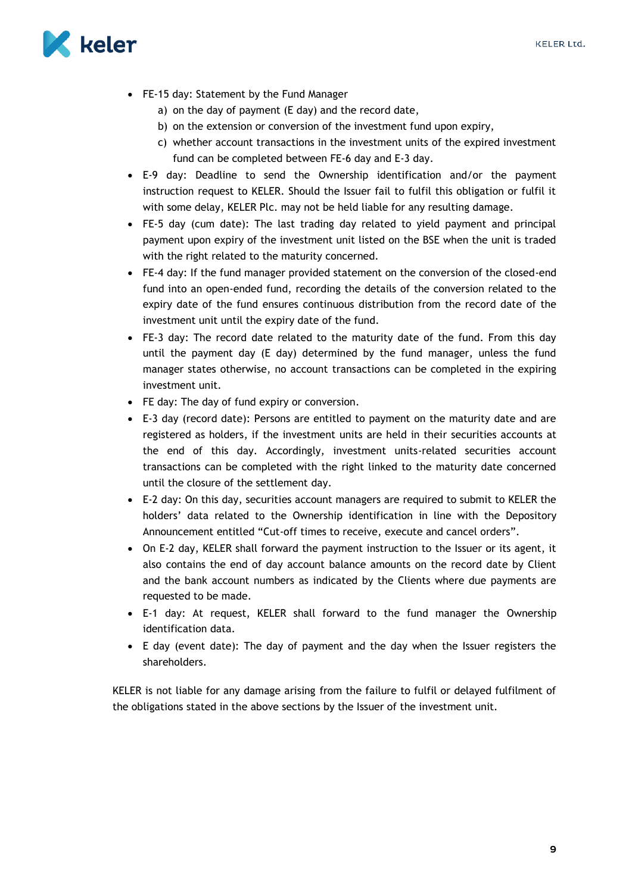- FE-15 day: Statement by the Fund Manager
    a) on the day of payment (E day) and the record date,
    b) on the extension or conversion of the investment fund upon expiry,
    c) whether account transactions in the investment units of the expired investment fund can be completed between FE-6 day and E-3 day.
- E-9 day: Deadline to send the Ownership identification and/or the payment instruction request to KELER. Should the Issuer fail to fulfil this obligation or fulfil it with some delay, KELER Plc. may not be held liable for any resulting damage.
- FE-5 day (cum date): The last trading day related to yield payment and principal payment upon expiry of the investment unit listed on the BSE when the unit is traded with the right related to the maturity concerned.
- FE-4 day: If the fund manager provided statement on the conversion of the closed-end fund into an open-ended fund, recording the details of the conversion related to the expiry date of the fund ensures continuous distribution from the record date of the investment unit until the expiry date of the fund.
- FE-3 day: The record date related to the maturity date of the fund. From this day until the payment day (E day) determined by the fund manager, unless the fund manager states otherwise, no account transactions can be completed in the expiring investment unit.
- FE day: The day of fund expiry or conversion.
- E-3 day (record date): Persons are entitled to payment on the maturity date and are registered as holders, if the investment units are held in their securities accounts at the end of this day. Accordingly, investment units-related securities account transactions can be completed with the right linked to the maturity date concerned until the closure of the settlement day.
- E-2 day: On this day, securities account managers are required to submit to KELER the holders' data related to the Ownership identification in line with the Depository Announcement entitled "Cut-off times to receive, execute and cancel orders".
- On E-2 day, KELER shall forward the payment instruction to the Issuer or its agent, it also contains the end of day account balance amounts on the record date by Client and the bank account numbers as indicated by the Clients where due payments are requested to be made.
- E-1 day: At request, KELER shall forward to the fund manager the Ownership identification data.
- E day (event date): The day of payment and the day when the Issuer registers the shareholders.

KELER is not liable for any damage arising from the failure to fulfil or delayed fulfilment of the obligations stated in the above sections by the Issuer of the investment unit.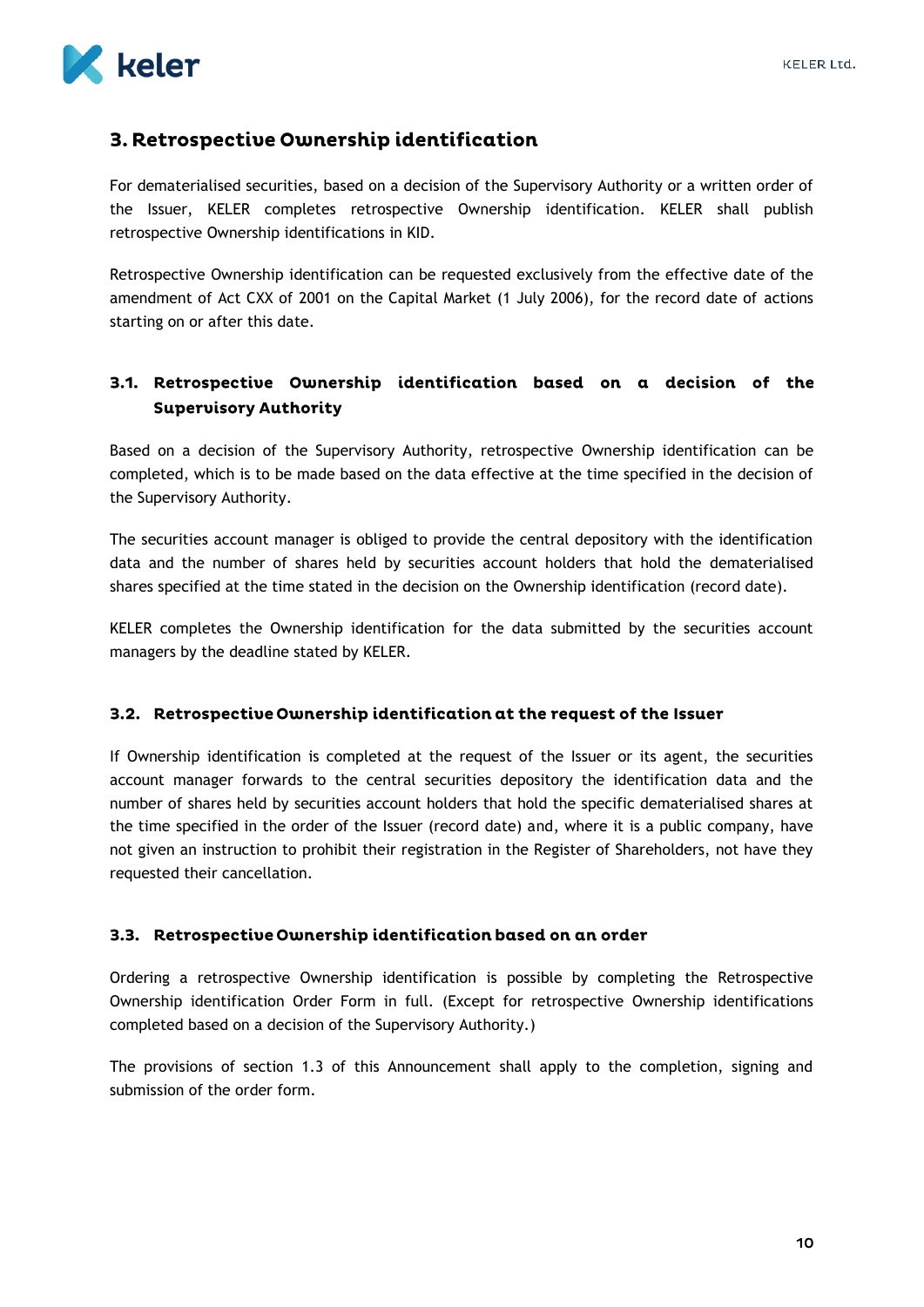## 3. Retrospective Ownership identification

For dematerialised securities, based on a decision of the Supervisory Authority or a written order of the Issuer, KELER completes retrospective Ownership identification. KELER shall publish retrospective Ownership identifications in KID.

Retrospective Ownership identification can be requested exclusively from the effective date of the amendment of Act CXX of 2001 on the Capital Market (1 July 2006), for the record date of actions starting on or after this date.

### 3.1. Retrospective Ownership identification based on a decision of the Supervisory Authority

Based on a decision of the Supervisory Authority, retrospective Ownership identification can be completed, which is to be made based on the data effective at the time specified in the decision of the Supervisory Authority.

The securities account manager is obliged to provide the central depository with the identification data and the number of shares held by securities account holders that hold the dematerialised shares specified at the time stated in the decision on the Ownership identification (record date).

KELER completes the Ownership identification for the data submitted by the securities account managers by the deadline stated by KELER.

### 3.2. Retrospective Ownership identification at the request of the Issuer

If Ownership identification is completed at the request of the Issuer or its agent, the securities account manager forwards to the central securities depository the identification data and the number of shares held by securities account holders that hold the specific dematerialised shares at the time specified in the order of the Issuer (record date) and, where it is a public company, have not given an instruction to prohibit their registration in the Register of Shareholders, not have they requested their cancellation.

### 3.3. Retrospective Ownership identification based on an order

Ordering a retrospective Ownership identification is possible by completing the Retrospective Ownership identification Order Form in full. (Except for retrospective Ownership identifications completed based on a decision of the Supervisory Authority.)

The provisions of section 1.3 of this Announcement shall apply to the completion, signing and submission of the order form.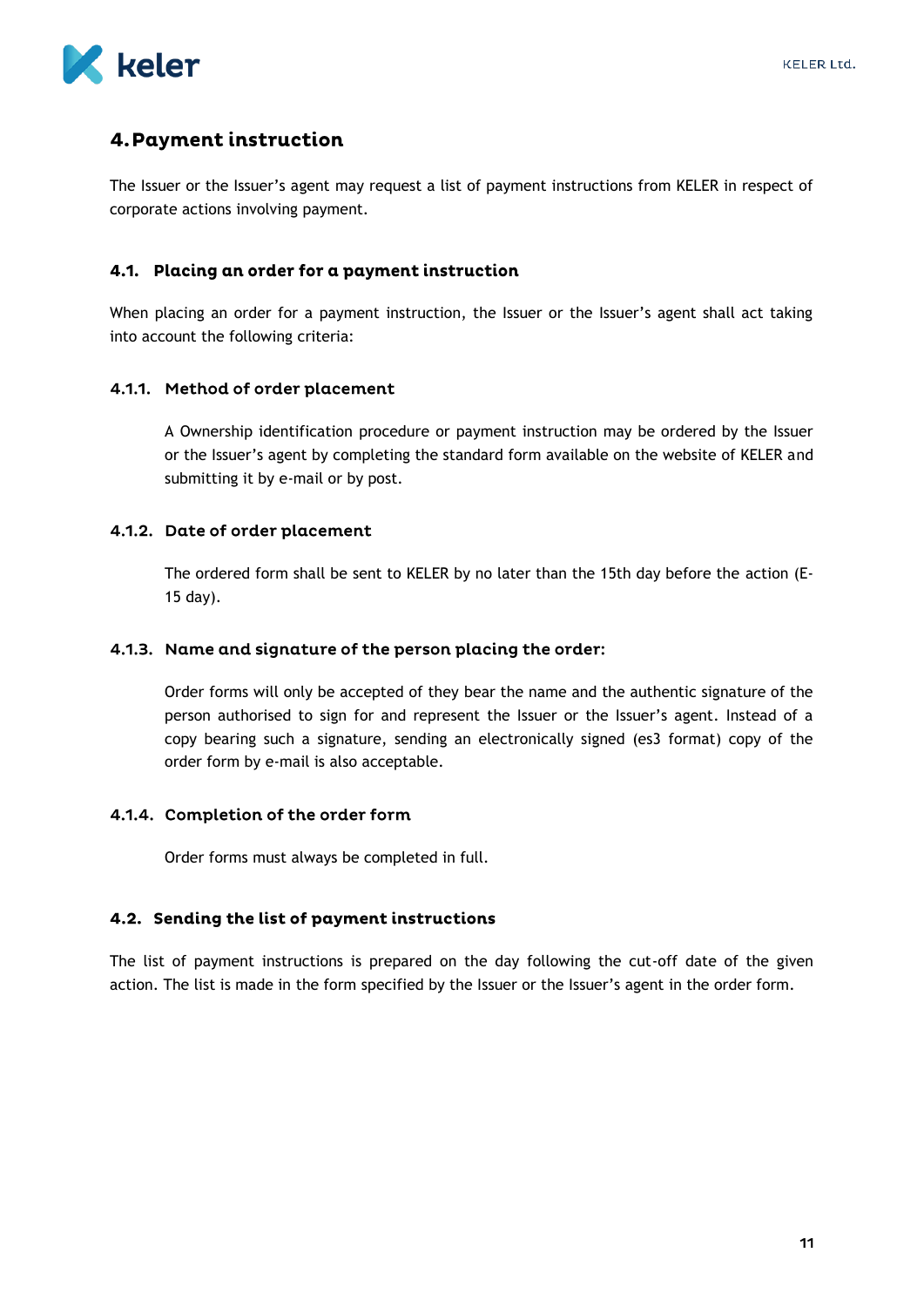# 4. Payment instruction

The Issuer or the Issuer's agent may request a list of payment instructions from KELER in respect of corporate actions involving payment.

## 4.1. Placing an order for a payment instruction

When placing an order for a payment instruction, the Issuer or the Issuer's agent shall act taking into account the following criteria:

### 4.1.1. Method of order placement

A Ownership identification procedure or payment instruction may be ordered by the Issuer or the Issuer's agent by completing the standard form available on the website of KELER and submitting it by e-mail or by post.

### 4.1.2. Date of order placement

The ordered form shall be sent to KELER by no later than the 15th day before the action (E-15 day).

### 4.1.3. Name and signature of the person placing the order:

Order forms will only be accepted of they bear the name and the authentic signature of the person authorised to sign for and represent the Issuer or the Issuer's agent. Instead of a copy bearing such a signature, sending an electronically signed (es3 format) copy of the order form by e-mail is also acceptable.

### 4.1.4. Completion of the order form

Order forms must always be completed in full.

## 4.2. Sending the list of payment instructions

The list of payment instructions is prepared on the day following the cut-off date of the given action. The list is made in the form specified by the Issuer or the Issuer's agent in the order form.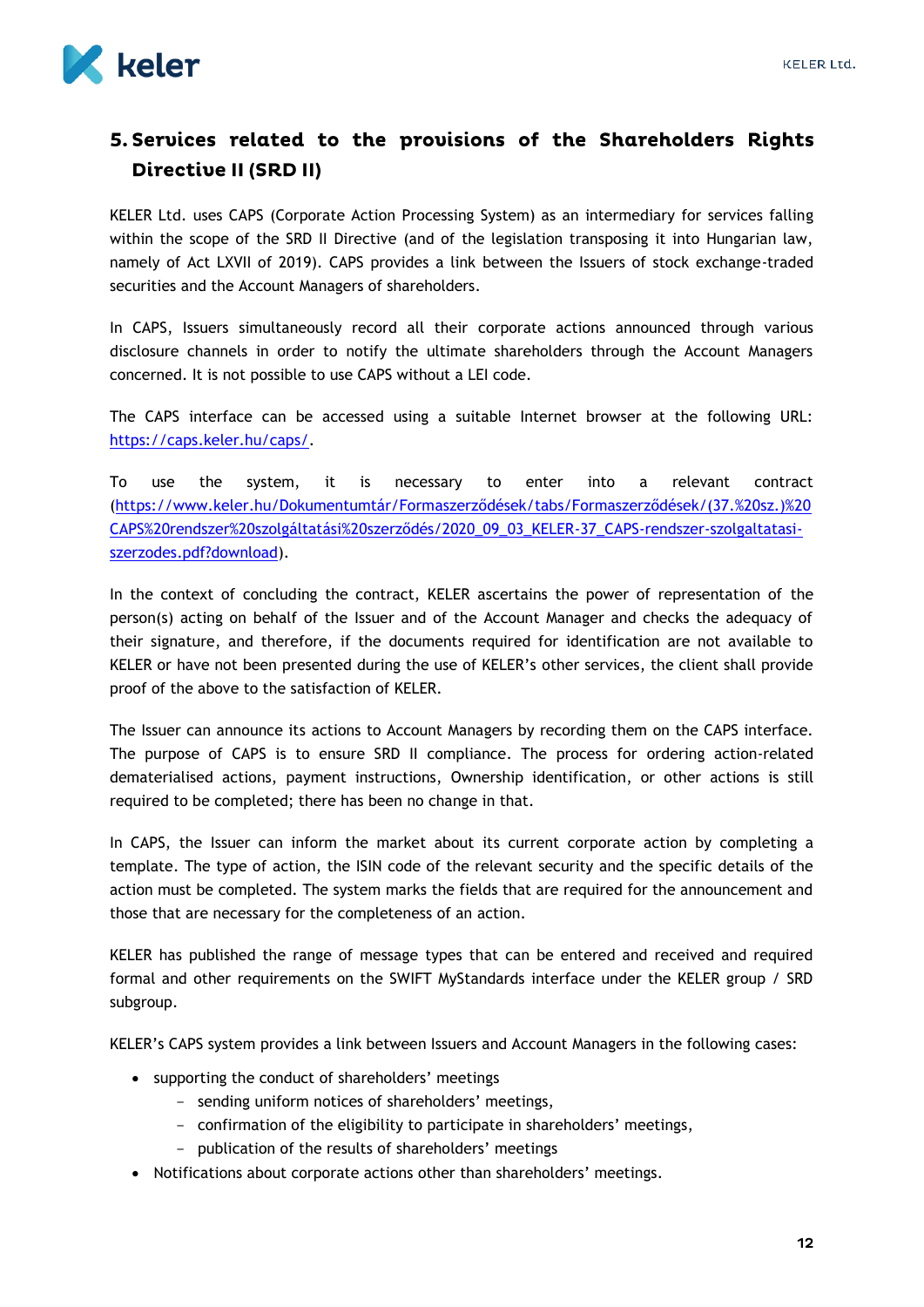## 5. Services related to the provisions of the Shareholders Rights Directive II (SRD II)

KELER Ltd. uses CAPS (Corporate Action Processing System) as an intermediary for services falling within the scope of the SRD II Directive (and of the legislation transposing it into Hungarian law, namely of Act LXVII of 2019). CAPS provides a link between the Issuers of stock exchange-traded securities and the Account Managers of shareholders.

In CAPS, Issuers simultaneously record all their corporate actions announced through various disclosure channels in order to notify the ultimate shareholders through the Account Managers concerned. It is not possible to use CAPS without a LEI code.

The CAPS interface can be accessed using a suitable Internet browser at the following URL: https://caps.keler.hu/caps/.

To use the system, it is necessary to enter into a relevant contract (https://www.keler.hu/Dokumentumtár/Formaszerződések/tabs/Formaszerződések/(37.%20sz.)%20CAPS%20rendszer%20szolgáltatási%20szerződés/2020_09_03_KELER-37_CAPS-rendszer-szolgaltatasi-szerzodes.pdf?download).

In the context of concluding the contract, KELER ascertains the power of representation of the person(s) acting on behalf of the Issuer and of the Account Manager and checks the adequacy of their signature, and therefore, if the documents required for identification are not available to KELER or have not been presented during the use of KELER's other services, the client shall provide proof of the above to the satisfaction of KELER.

The Issuer can announce its actions to Account Managers by recording them on the CAPS interface. The purpose of CAPS is to ensure SRD II compliance. The process for ordering action-related dematerialised actions, payment instructions, Ownership identification, or other actions is still required to be completed; there has been no change in that.

In CAPS, the Issuer can inform the market about its current corporate action by completing a template. The type of action, the ISIN code of the relevant security and the specific details of the action must be completed. The system marks the fields that are required for the announcement and those that are necessary for the completeness of an action.

KELER has published the range of message types that can be entered and received and required formal and other requirements on the SWIFT MyStandards interface under the KELER group / SRD subgroup.

KELER's CAPS system provides a link between Issuers and Account Managers in the following cases:

- supporting the conduct of shareholders' meetings
  - sending uniform notices of shareholders' meetings,
  - confirmation of the eligibility to participate in shareholders' meetings,
  - publication of the results of shareholders' meetings
- Notifications about corporate actions other than shareholders' meetings.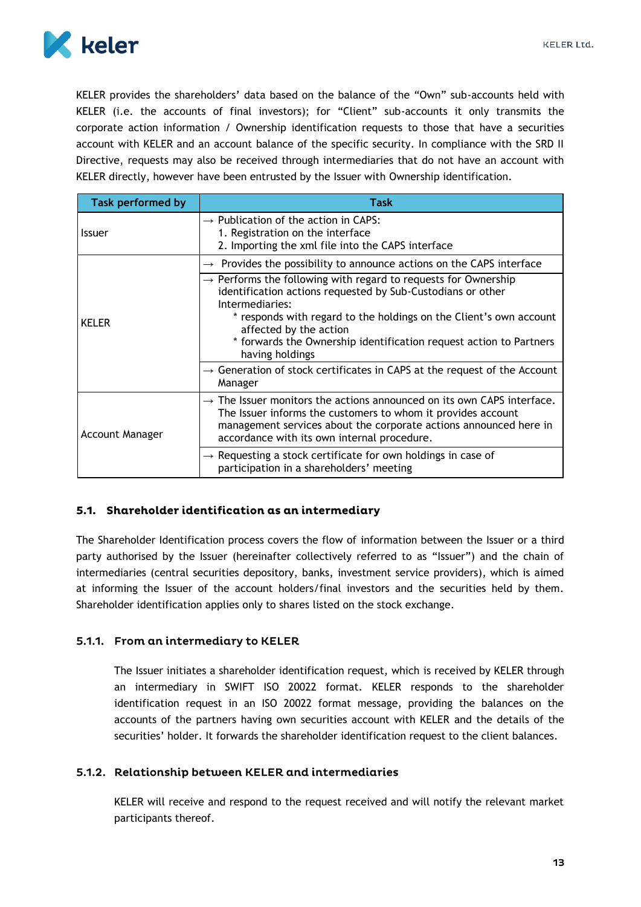KELER provides the shareholders' data based on the balance of the "Own" sub-accounts held with KELER (i.e. the accounts of final investors); for "Client" sub-accounts it only transmits the corporate action information / Ownership identification requests to those that have a securities account with KELER and an account balance of the specific security. In compliance with the SRD II Directive, requests may also be received through intermediaries that do not have an account with KELER directly, however have been entrusted by the Issuer with Ownership identification.

| Task performed by | Task |
|---|---|
| Issuer | → Publication of the action in CAPS:<br>1. Registration on the interface<br>2. Importing the xml file into the CAPS interface |
| KELER | → Provides the possibility to announce actions on the CAPS interface |
| | → Performs the following with regard to requests for Ownership identification actions requested by Sub-Custodians or other Intermediaries:<br>* responds with regard to the holdings on the Client's own account affected by the action<br>* forwards the Ownership identification request action to Partners having holdings |
| | → Generation of stock certificates in CAPS at the request of the Account Manager |
| Account Manager | → The Issuer monitors the actions announced on its own CAPS interface. The Issuer informs the customers to whom it provides account management services about the corporate actions announced here in accordance with its own internal procedure. |
| | → Requesting a stock certificate for own holdings in case of participation in a shareholders' meeting |

## 5.1. Shareholder identification as an intermediary

The Shareholder Identification process covers the flow of information between the Issuer or a third party authorised by the Issuer (hereinafter collectively referred to as "Issuer") and the chain of intermediaries (central securities depository, banks, investment service providers), which is aimed at informing the Issuer of the account holders/final investors and the securities held by them. Shareholder identification applies only to shares listed on the stock exchange.

### 5.1.1. From an intermediary to KELER

The Issuer initiates a shareholder identification request, which is received by KELER through an intermediary in SWIFT ISO 20022 format. KELER responds to the shareholder identification request in an ISO 20022 format message, providing the balances on the accounts of the partners having own securities account with KELER and the details of the securities' holder. It forwards the shareholder identification request to the client balances.

### 5.1.2. Relationship between KELER and intermediaries

KELER will receive and respond to the request received and will notify the relevant market participants thereof.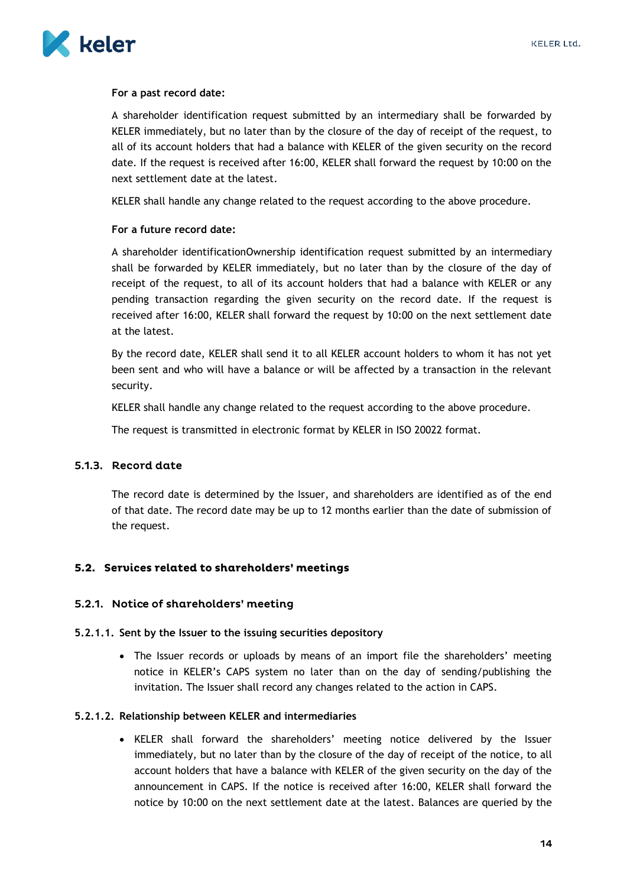**For a past record date:**

A shareholder identification request submitted by an intermediary shall be forwarded by KELER immediately, but no later than by the closure of the day of receipt of the request, to all of its account holders that had a balance with KELER of the given security on the record date. If the request is received after 16:00, KELER shall forward the request by 10:00 on the next settlement date at the latest.

KELER shall handle any change related to the request according to the above procedure.

**For a future record date:**

A shareholder identificationOwnership identification request submitted by an intermediary shall be forwarded by KELER immediately, but no later than by the closure of the day of receipt of the request, to all of its account holders that had a balance with KELER or any pending transaction regarding the given security on the record date. If the request is received after 16:00, KELER shall forward the request by 10:00 on the next settlement date at the latest.

By the record date, KELER shall send it to all KELER account holders to whom it has not yet been sent and who will have a balance or will be affected by a transaction in the relevant security.

KELER shall handle any change related to the request according to the above procedure.

The request is transmitted in electronic format by KELER in ISO 20022 format.

### 5.1.3. Record date

The record date is determined by the Issuer, and shareholders are identified as of the end of that date. The record date may be up to 12 months earlier than the date of submission of the request.

## 5.2. Services related to shareholders' meetings

### 5.2.1. Notice of shareholders' meeting

#### 5.2.1.1. Sent by the Issuer to the issuing securities depository

- The Issuer records or uploads by means of an import file the shareholders' meeting notice in KELER's CAPS system no later than on the day of sending/publishing the invitation. The Issuer shall record any changes related to the action in CAPS.

#### 5.2.1.2. Relationship between KELER and intermediaries

- KELER shall forward the shareholders' meeting notice delivered by the Issuer immediately, but no later than by the closure of the day of receipt of the notice, to all account holders that have a balance with KELER of the given security on the day of the announcement in CAPS. If the notice is received after 16:00, KELER shall forward the notice by 10:00 on the next settlement date at the latest. Balances are queried by the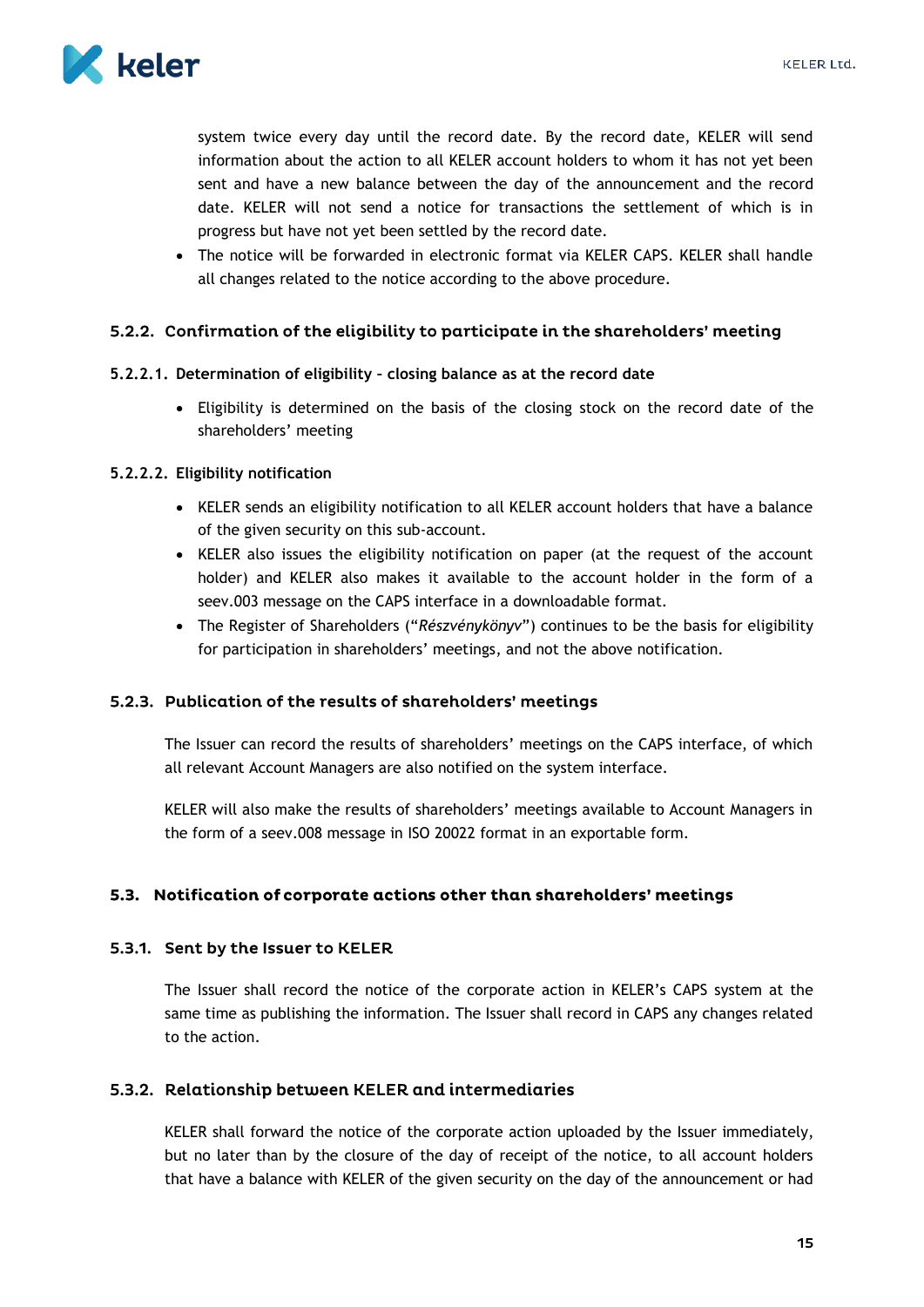system twice every day until the record date. By the record date, KELER will send information about the action to all KELER account holders to whom it has not yet been sent and have a new balance between the day of the announcement and the record date. KELER will not send a notice for transactions the settlement of which is in progress but have not yet been settled by the record date.

- The notice will be forwarded in electronic format via KELER CAPS. KELER shall handle all changes related to the notice according to the above procedure.

### 5.2.2. Confirmation of the eligibility to participate in the shareholders' meeting

#### 5.2.2.1. Determination of eligibility – closing balance as at the record date

- Eligibility is determined on the basis of the closing stock on the record date of the shareholders' meeting

#### 5.2.2.2. Eligibility notification

- KELER sends an eligibility notification to all KELER account holders that have a balance of the given security on this sub-account.
- KELER also issues the eligibility notification on paper (at the request of the account holder) and KELER also makes it available to the account holder in the form of a seev.003 message on the CAPS interface in a downloadable format.
- The Register of Shareholders ("*Részvénykönyv*") continues to be the basis for eligibility for participation in shareholders' meetings, and not the above notification.

### 5.2.3. Publication of the results of shareholders' meetings

The Issuer can record the results of shareholders' meetings on the CAPS interface, of which all relevant Account Managers are also notified on the system interface.

KELER will also make the results of shareholders' meetings available to Account Managers in the form of a seev.008 message in ISO 20022 format in an exportable form.

## 5.3. Notification of corporate actions other than shareholders' meetings

### 5.3.1. Sent by the Issuer to KELER

The Issuer shall record the notice of the corporate action in KELER's CAPS system at the same time as publishing the information. The Issuer shall record in CAPS any changes related to the action.

### 5.3.2. Relationship between KELER and intermediaries

KELER shall forward the notice of the corporate action uploaded by the Issuer immediately, but no later than by the closure of the day of receipt of the notice, to all account holders that have a balance with KELER of the given security on the day of the announcement or had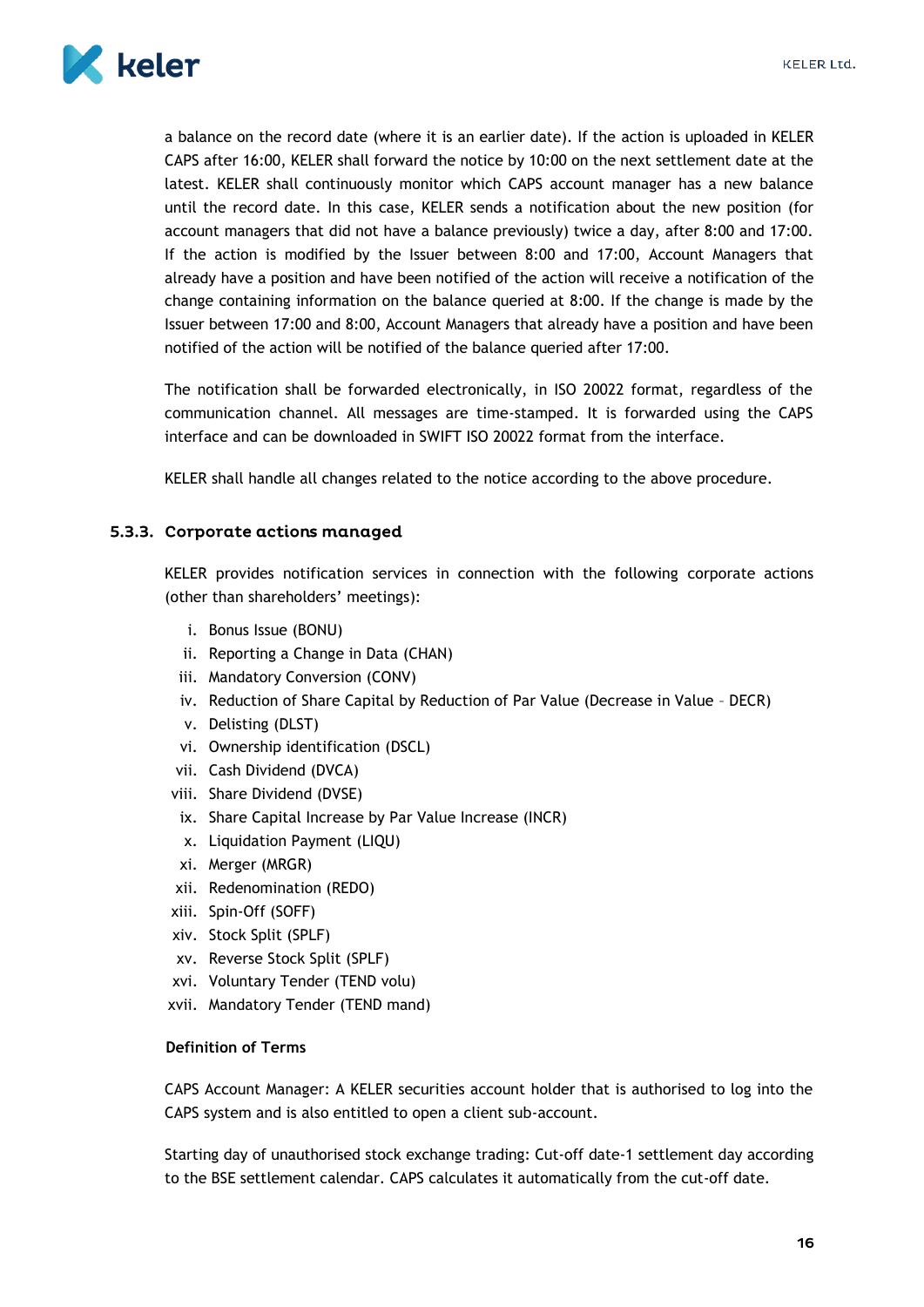a balance on the record date (where it is an earlier date). If the action is uploaded in KELER CAPS after 16:00, KELER shall forward the notice by 10:00 on the next settlement date at the latest. KELER shall continuously monitor which CAPS account manager has a new balance until the record date. In this case, KELER sends a notification about the new position (for account managers that did not have a balance previously) twice a day, after 8:00 and 17:00. If the action is modified by the Issuer between 8:00 and 17:00, Account Managers that already have a position and have been notified of the action will receive a notification of the change containing information on the balance queried at 8:00. If the change is made by the Issuer between 17:00 and 8:00, Account Managers that already have a position and have been notified of the action will be notified of the balance queried after 17:00.

The notification shall be forwarded electronically, in ISO 20022 format, regardless of the communication channel. All messages are time-stamped. It is forwarded using the CAPS interface and can be downloaded in SWIFT ISO 20022 format from the interface.

KELER shall handle all changes related to the notice according to the above procedure.

### 5.3.3. Corporate actions managed

KELER provides notification services in connection with the following corporate actions (other than shareholders' meetings):

i. Bonus Issue (BONU)
ii. Reporting a Change in Data (CHAN)
iii. Mandatory Conversion (CONV)
iv. Reduction of Share Capital by Reduction of Par Value (Decrease in Value – DECR)
v. Delisting (DLST)
vi. Ownership identification (DSCL)
vii. Cash Dividend (DVCA)
viii. Share Dividend (DVSE)
ix. Share Capital Increase by Par Value Increase (INCR)
x. Liquidation Payment (LIQU)
xi. Merger (MRGR)
xii. Redenomination (REDO)
xiii. Spin-Off (SOFF)
xiv. Stock Split (SPLF)
xv. Reverse Stock Split (SPLF)
xvi. Voluntary Tender (TEND volu)
xvii. Mandatory Tender (TEND mand)

**Definition of Terms**

CAPS Account Manager: A KELER securities account holder that is authorised to log into the CAPS system and is also entitled to open a client sub-account.

Starting day of unauthorised stock exchange trading: Cut-off date-1 settlement day according to the BSE settlement calendar. CAPS calculates it automatically from the cut-off date.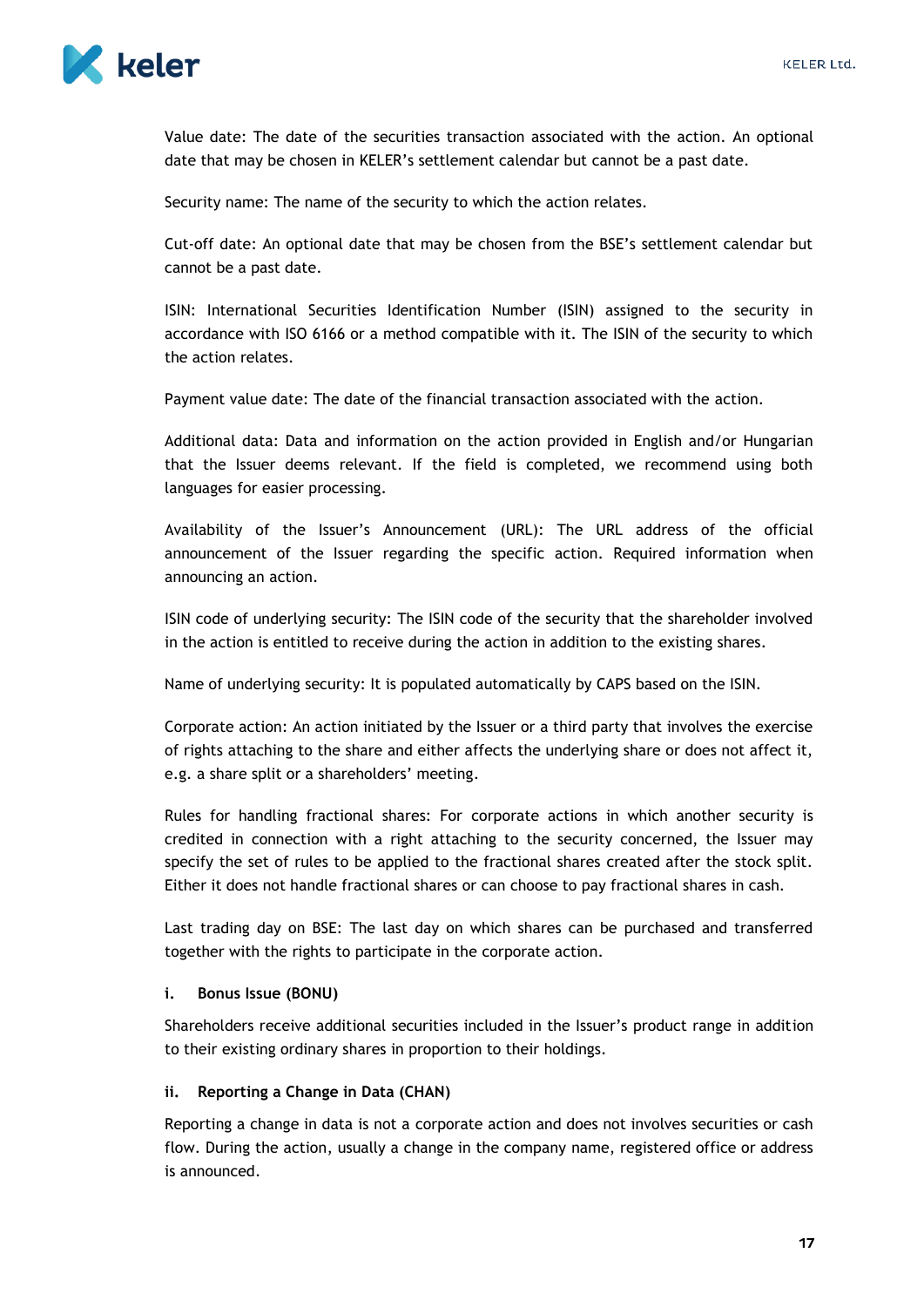Value date: The date of the securities transaction associated with the action. An optional date that may be chosen in KELER's settlement calendar but cannot be a past date.

Security name: The name of the security to which the action relates.

Cut-off date: An optional date that may be chosen from the BSE's settlement calendar but cannot be a past date.

ISIN: International Securities Identification Number (ISIN) assigned to the security in accordance with ISO 6166 or a method compatible with it. The ISIN of the security to which the action relates.

Payment value date: The date of the financial transaction associated with the action.

Additional data: Data and information on the action provided in English and/or Hungarian that the Issuer deems relevant. If the field is completed, we recommend using both languages for easier processing.

Availability of the Issuer's Announcement (URL): The URL address of the official announcement of the Issuer regarding the specific action. Required information when announcing an action.

ISIN code of underlying security: The ISIN code of the security that the shareholder involved in the action is entitled to receive during the action in addition to the existing shares.

Name of underlying security: It is populated automatically by CAPS based on the ISIN.

Corporate action: An action initiated by the Issuer or a third party that involves the exercise of rights attaching to the share and either affects the underlying share or does not affect it, e.g. a share split or a shareholders' meeting.

Rules for handling fractional shares: For corporate actions in which another security is credited in connection with a right attaching to the security concerned, the Issuer may specify the set of rules to be applied to the fractional shares created after the stock split. Either it does not handle fractional shares or can choose to pay fractional shares in cash.

Last trading day on BSE: The last day on which shares can be purchased and transferred together with the rights to participate in the corporate action.

#### i. Bonus Issue (BONU)

Shareholders receive additional securities included in the Issuer's product range in addition to their existing ordinary shares in proportion to their holdings.

#### ii. Reporting a Change in Data (CHAN)

Reporting a change in data is not a corporate action and does not involves securities or cash flow. During the action, usually a change in the company name, registered office or address is announced.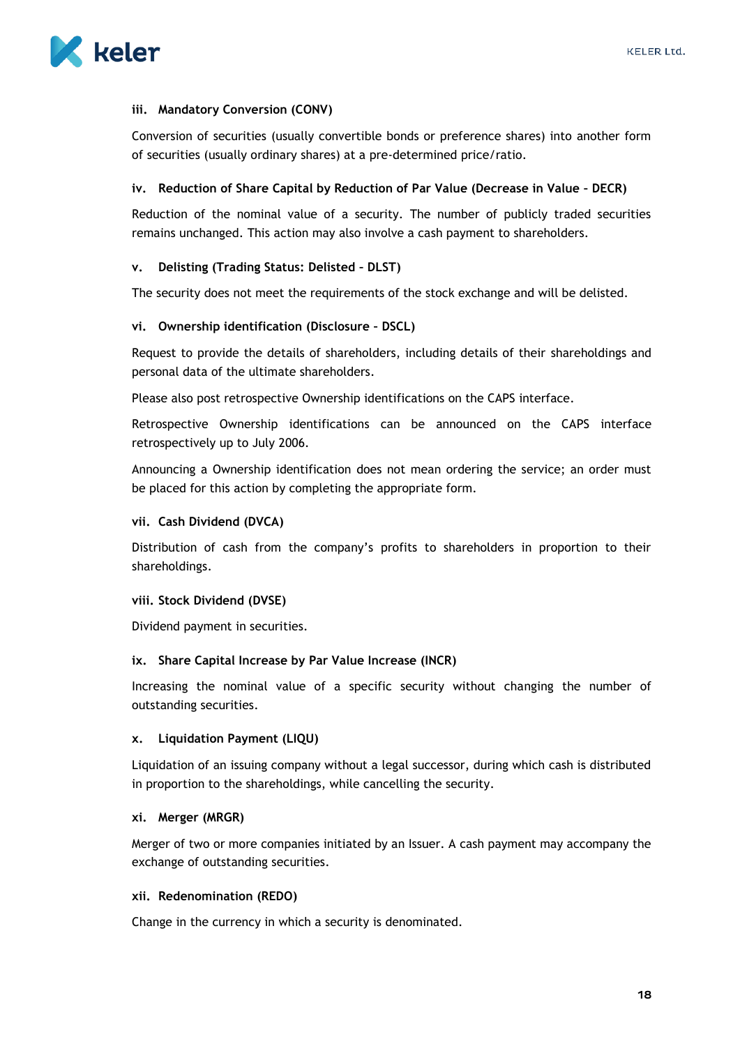#### iii. Mandatory Conversion (CONV)

Conversion of securities (usually convertible bonds or preference shares) into another form of securities (usually ordinary shares) at a pre-determined price/ratio.

#### iv. Reduction of Share Capital by Reduction of Par Value (Decrease in Value – DECR)

Reduction of the nominal value of a security. The number of publicly traded securities remains unchanged. This action may also involve a cash payment to shareholders.

#### v. Delisting (Trading Status: Delisted – DLST)

The security does not meet the requirements of the stock exchange and will be delisted.

#### vi. Ownership identification (Disclosure – DSCL)

Request to provide the details of shareholders, including details of their shareholdings and personal data of the ultimate shareholders.

Please also post retrospective Ownership identifications on the CAPS interface.

Retrospective Ownership identifications can be announced on the CAPS interface retrospectively up to July 2006.

Announcing a Ownership identification does not mean ordering the service; an order must be placed for this action by completing the appropriate form.

#### vii. Cash Dividend (DVCA)

Distribution of cash from the company's profits to shareholders in proportion to their shareholdings.

#### viii. Stock Dividend (DVSE)

Dividend payment in securities.

#### ix. Share Capital Increase by Par Value Increase (INCR)

Increasing the nominal value of a specific security without changing the number of outstanding securities.

#### x. Liquidation Payment (LIQU)

Liquidation of an issuing company without a legal successor, during which cash is distributed in proportion to the shareholdings, while cancelling the security.

#### xi. Merger (MRGR)

Merger of two or more companies initiated by an Issuer. A cash payment may accompany the exchange of outstanding securities.

#### xii. Redenomination (REDO)

Change in the currency in which a security is denominated.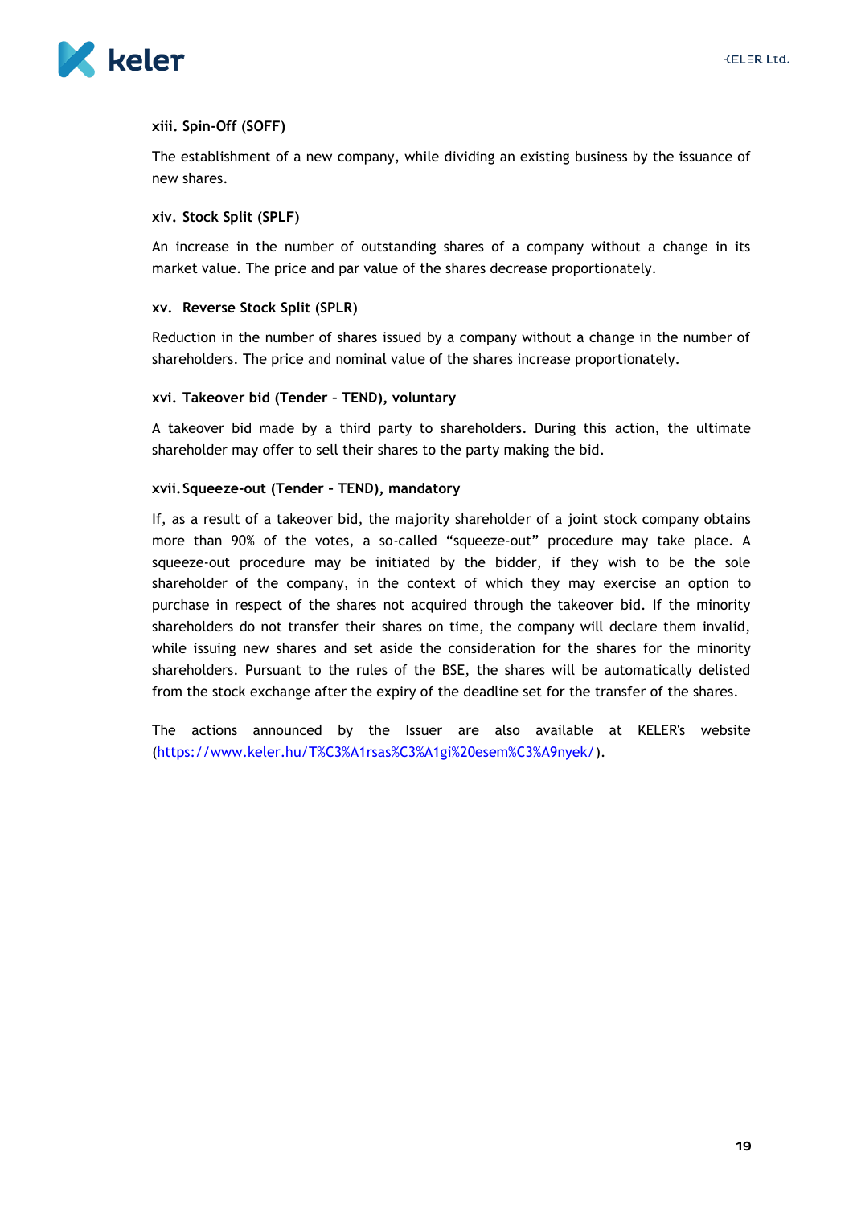#### xiii. Spin-Off (SOFF)

The establishment of a new company, while dividing an existing business by the issuance of new shares.

#### xiv. Stock Split (SPLF)

An increase in the number of outstanding shares of a company without a change in its market value. The price and par value of the shares decrease proportionately.

#### xv. Reverse Stock Split (SPLR)

Reduction in the number of shares issued by a company without a change in the number of shareholders. The price and nominal value of the shares increase proportionately.

#### xvi. Takeover bid (Tender – TEND), voluntary

A takeover bid made by a third party to shareholders. During this action, the ultimate shareholder may offer to sell their shares to the party making the bid.

#### xvii. Squeeze-out (Tender – TEND), mandatory

If, as a result of a takeover bid, the majority shareholder of a joint stock company obtains more than 90% of the votes, a so-called "squeeze-out" procedure may take place. A squeeze-out procedure may be initiated by the bidder, if they wish to be the sole shareholder of the company, in the context of which they may exercise an option to purchase in respect of the shares not acquired through the takeover bid. If the minority shareholders do not transfer their shares on time, the company will declare them invalid, while issuing new shares and set aside the consideration for the shares for the minority shareholders. Pursuant to the rules of the BSE, the shares will be automatically delisted from the stock exchange after the expiry of the deadline set for the transfer of the shares.

The actions announced by the Issuer are also available at KELER's website (https://www.keler.hu/T%C3%A1rsas%C3%A1gi%20esem%C3%A9nyek/).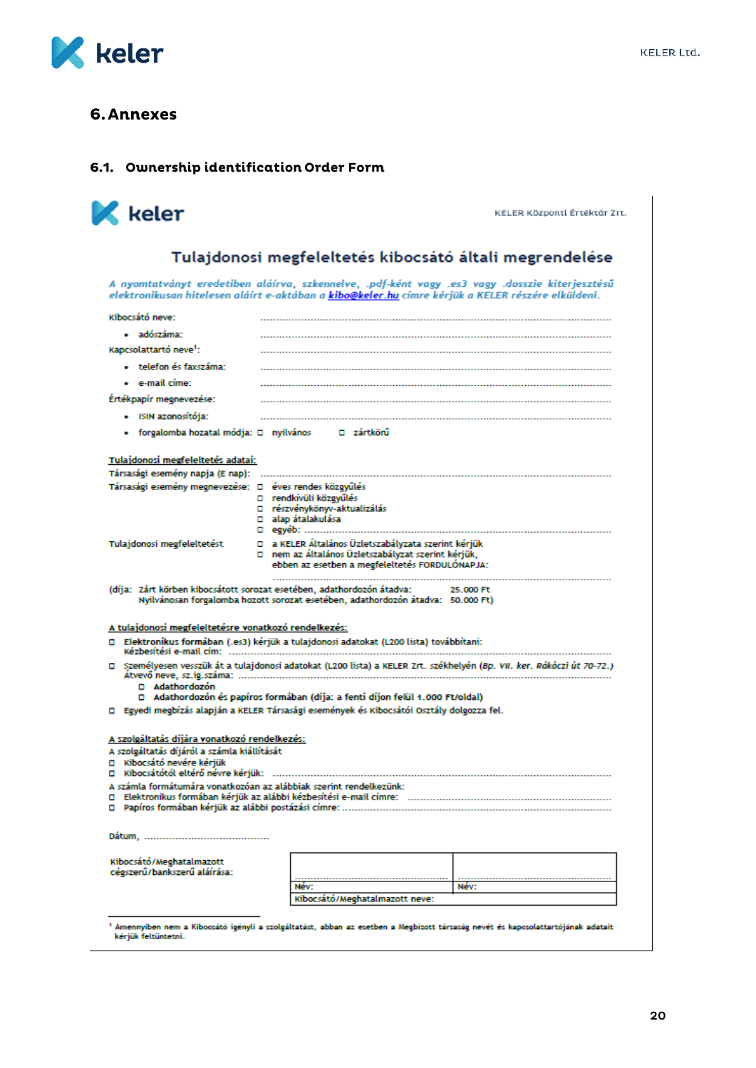## 6. Annexes

### 6.1. Ownership identification Order Form

keler — KELER Központi Értéktár Zrt.

### Tulajdonosi megfeleltetés kibocsátó általi megrendelése

*A nyomtatványt eredetiben aláírva, szkennelve, .pdf-ként vagy .es3 vagy .dosszie kiterjesztésű elektronikusan hitelesen aláírt e-aktában a kibo@keler.hu címre kérjük a KELER részére elküldeni.*

Kibocsátó neve: ..................................................

- adószáma: ..................................................

Kapcsolattartó neve[1]: ..................................................

- telefon és faxszáma: ..................................................
- e-mail címe: ..................................................

Értékpapír megnevezése: ..................................................

- ISIN azonosítója: ..................................................
- forgalomba hozatal módja: ☐ nyilvános ☐ zártkörű

**Tulajdonosi megfeleltetés adatai:**

Társasági esemény napja (E nap): ..................................................

Társasági esemény megnevezése:
- ☐ éves rendes közgyűlés
- ☐ rendkívüli közgyűlés
- ☐ részvénykönyv-aktualizálás
- ☐ alap átalakulása
- ☐ egyéb: ..................................................

Tulajdonosi megfeleltetést
- ☐ a KELER Általános Üzletszabályzata szerint kérjük
- ☐ nem az Általános Üzletszabályzat szerint kérjük, ebben az esetben a megfeleltetés FORDULÓNAPJA: ..................................................

(díja: Zárt körben kibocsátott sorozat esetében, adathordozón átadva: 25.000 Ft
Nyilvánosan forgalomba hozott sorozat esetében, adathordozón átadva: 50.000 Ft)

**A tulajdonosi megfeleltetésre vonatkozó rendelkezés:**

- ☐ Elektronikus formában (.es3) kérjük a tulajdonosi adatokat (L200 lista) továbbítani:
  Kézbesítési e-mail cím: ..................................................
- ☐ Személyesen vesszük át a tulajdonosi adatokat (L200 lista) a KELER Zrt. székhelyén (*Bp. VII. ker. Rákóczi út 70-72.*)
  Átvevő neve, sz.ig.száma: ..................................................
  - ☐ Adathordozón
  - ☐ Adathordozón és papíros formában (díja: a fenti díjon felül 1.000 Ft/oldal)
- ☐ Egyedi megbízás alapján a KELER Társasági események és Kibocsátói Osztály dolgozza fel.

**A szolgáltatás díjára vonatkozó rendelkezés:**

A szolgáltatás díjáról a számla kiállítását
- ☐ Kibocsátó nevére kérjük
- ☐ Kibocsátótól eltérő névre kérjük: ..................................................

A számla formátumára vonatkozóan az alábbiak szerint rendelkezünk:
- ☐ Elektronikus formában kérjük az alábbi kézbesítési e-mail címre: ..................................................
- ☐ Papíros formában kérjük az alábbi postázási címre: ..................................................

Dátum, ..................................................

Kibocsátó/Meghatalmazott cégszerű/bankszerű aláírása:

| | |
|---|---|
| .................................................. | .................................................. |
| Név: | Név: |
| Kibocsátó/Meghatalmazott neve: | |

[1] Amennyiben nem a Kibocsátó igényli a szolgáltatást, abban az esetben a Megbízott társaság nevét és kapcsolattartójának adatait kérjük feltüntetni.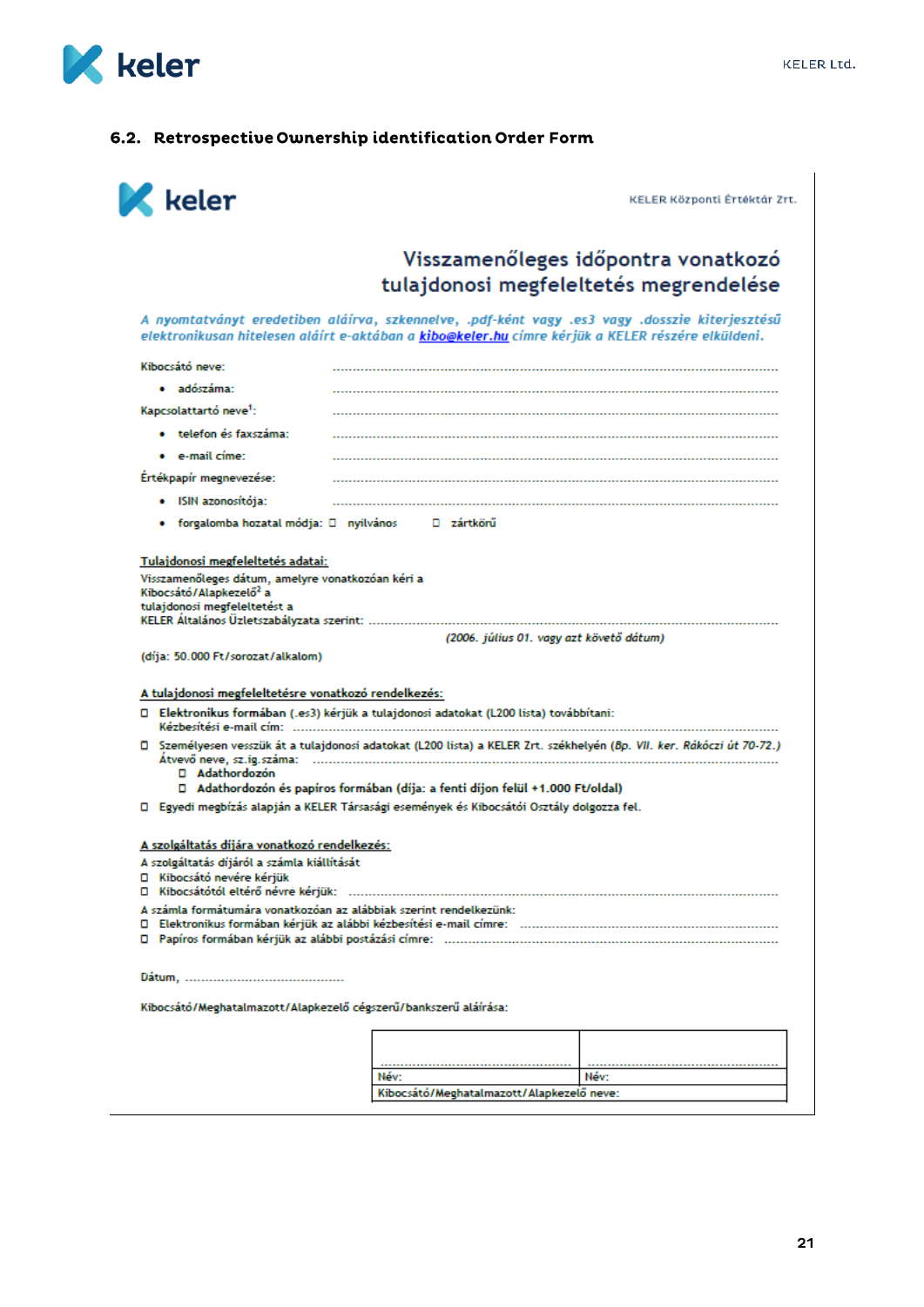## 6.2. Retrospective Ownership identification Order Form

KELER Központi Értéktár Zrt.

# Visszamenőleges időpontra vonatkozó tulajdonosi megfeleltetés megrendelése

*A nyomtatványt eredetiben aláírva, szkennelve, .pdf-ként vagy .es3 vagy .dosszie kiterjesztésű elektronikusan hitelesen aláírt e-aktában a kibo@keler.hu címre kérjük a KELER részére elküldeni.*

Kibocsátó neve: ..............................................................................

- adószáma: ..............................................................................

Kapcsolattartó neve[1]: ..............................................................................

- telefon és faxszáma: ..............................................................................
- e-mail címe: ..............................................................................

Értékpapír megnevezése: ..............................................................................

- ISIN azonosítója: ..............................................................................
- forgalomba hozatal módja: ☐ nyilvános ☐ zártkörű

**Tulajdonosi megfeleltetés adatai:**

Visszamenőleges dátum, amelyre vonatkozóan kéri a Kibocsátó/Alapkezelő[2] a tulajdonosi megfeleltetést a KELER Általános Üzletszabályzata szerint: ..............................................................................

*(2006. július 01. vagy azt követő dátum)*

(díja: 50.000 Ft/sorozat/alkalom)

**A tulajdonosi megfeleltetésre vonatkozó rendelkezés:**

☐ **Elektronikus formában** (.es3) kérjük a tulajdonosi adatokat (L200 lista) továbbítani:
Kézbesítési e-mail cím: ..............................................................................

☐ Személyesen vesszük át a tulajdonosi adatokat (L200 lista) a KELER Zrt. székhelyén (*Bp. VII. ker. Rákóczi út 70-72.*)
Átvevő neve, sz.ig.száma: ..............................................................................
  ☐ **Adathordozón**
  ☐ **Adathordozón és papíros formában (díja: a fenti díjon felül +1.000 Ft/oldal)**

☐ Egyedi megbízás alapján a KELER Társasági események és Kibocsátói Osztály dolgozza fel.

**A szolgáltatás díjára vonatkozó rendelkezés:**

A szolgáltatás díjáról a számla kiállítását

☐ Kibocsátó nevére kérjük

☐ Kibocsátótól eltérő névre kérjük: ..............................................................................

A számla formátumára vonatkozóan az alábbiak szerint rendelkezünk:

☐ Elektronikus formában kérjük az alábbi kézbesítési e-mail címre: ..............................................................................

☐ Papíros formában kérjük az alábbi postázási címre: ..............................................................................

Dátum, ..........................................

Kibocsátó/Meghatalmazott/Alapkezelő cégszerű/bankszerű aláírása:

| .............................................. | .............................................. |
| --- | --- |
| Név: | Név: |
| Kibocsátó/Meghatalmazott/Alapkezelő neve: | |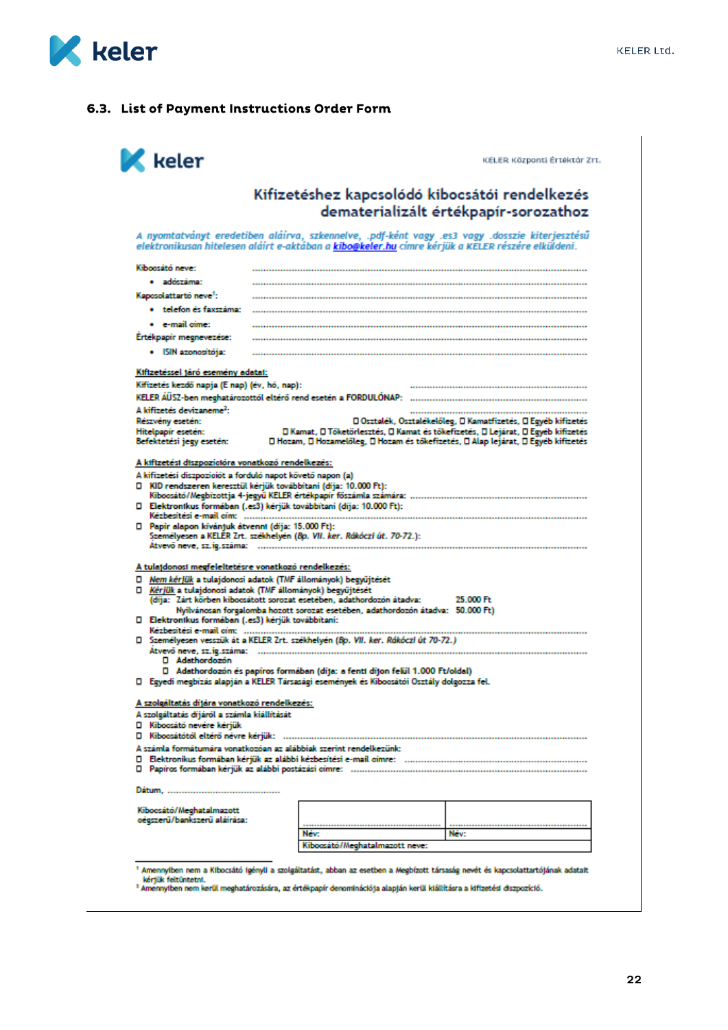## 6.3. List of Payment Instructions Order Form

keler

KELER Központi Értéktár Zrt.

# Kifizetéshez kapcsolódó kibocsátói rendelkezés dematerializált értékpapír-sorozathoz

*A nyomtatványt eredetiben aláírva, szkennelve, .pdf-ként vagy .es3 vagy .dosszie kiterjesztésű elektronikusan hitelesen aláírt e-aktában a kibo@keler.hu címre kérjük a KELER részére elküldeni.*

Kibocsátó neve: ..........................................................

- adószáma: ..........................................................

Kapcsolattartó neve[1]: ..........................................................

- telefon és faxszáma: ..........................................................
- e-mail címe: ..........................................................

Értékpapír megnevezése: ..........................................................

- ISIN azonosítója: ..........................................................

**Kifizetéssel járó esemény adatai:**

Kifizetés kezdő napja (E nap) (év, hó, nap): ..........................................................

KELER ÁÜSZ-ben meghatározottól eltérő rend esetén a FORDULÓNAP: ..........................................................

A kifizetés devizaneme[2]:

Részvény esetén: ☐ Osztalék, Osztalékelőleg, ☐ Kamatfizetés, ☐ Egyéb kifizetés

Hitelpapír esetén: ☐ Kamat, ☐ Tőketörlesztés, ☐ Kamat és tőkefizetés, ☐ Lejárat, ☐ Egyéb kifizetés

Befektetési jegy esetén: ☐ Hozam, ☐ Hozamelőleg, ☐ Hozam és tőkefizetés, ☐ Alap lejárat, ☐ Egyéb kifizetés

**A kifizetési diszpozícióra vonatkozó rendelkezés:**

A kifizetési diszpozíciót a forduló napot követő napon (a)

☐ **KID rendszeren keresztül** kérjük továbbítani (díja: 10.000 Ft):
Kibocsátó/Megbízottja 4-jegyű KELER értékpapír főszámla számára: ..........................................................

☐ **Elektronikus formában** (.es3) kérjük továbbítani (díja: 10.000 Ft):
Kézbesítési e-mail cím: ..........................................................

☐ **Papír alapon kívánjuk átvenni** (díja: 15.000 Ft):
Személyesen a KELER Zrt. székhelyén (*Bp. VII. ker. Rákóczi út. 70-72.*):
Átvevő neve, sz.ig.száma: ..........................................................

**A tulajdonosi megfeleltetésre vonatkozó rendelkezés:**

☐ *Nem kérjük* a tulajdonosi adatok (TMF állományok) begyűjtését

☐ *Kérjük* a tulajdonosi adatok (TMF állományok) begyűjtését
(díja: Zárt körben kibocsátott sorozat esetében, adathordozón átadva: 25.000 Ft
Nyilvánosan forgalomba hozott sorozat esetében, adathordozón átadva: 50.000 Ft)

☐ **Elektronikus formában** (.es3) kérjük továbbítani:
Kézbesítési e-mail cím: ..........................................................

☐ Személyesen vesszük át a KELER Zrt. székhelyén (*Bp. VII. ker. Rákóczi út 70-72.*)
Átvevő neve, sz.ig.száma: ..........................................................
  - ☐ Adathordozón
  - ☐ Adathordozón és papíros formában (díja: a fenti díjon felül 1.000 Ft/oldal)

☐ Egyedi megbízás alapján a KELER Társasági események és Kibocsátói Osztály dolgozza fel.

**A szolgáltatás díjára vonatkozó rendelkezés:**

A szolgáltatás díjáról a számla kiállítását

☐ Kibocsátó nevére kérjük

☐ Kibocsátótól eltérő névre kérjük: ..........................................................

A számla formátumára vonatkozóan az alábbiak szerint rendelkezünk:

☐ Elektronikus formában kérjük az alábbi kézbesítési e-mail címre: ..........................................................

☐ Papíros formában kérjük az alábbi postázási címre: ..........................................................

Dátum, ..........................................

Kibocsátó/Meghatalmazott cégszerű/bankszerű aláírása:

| | |
|---|---|
| ............................................ | ............................................ |
| Név: | Név: |
| Kibocsátó/Meghatalmazott neve: | |

[1] Amennyiben nem a Kibocsátó igényli a szolgáltatást, abban az esetben a Megbízott társaság nevét és kapcsolattartójának adatait kérjük feltüntetni.

[2] Amennyiben nem kerül meghatározásra, az értékpapír denominációja alapján kerül kiállításra a kifizetési diszpozíció.